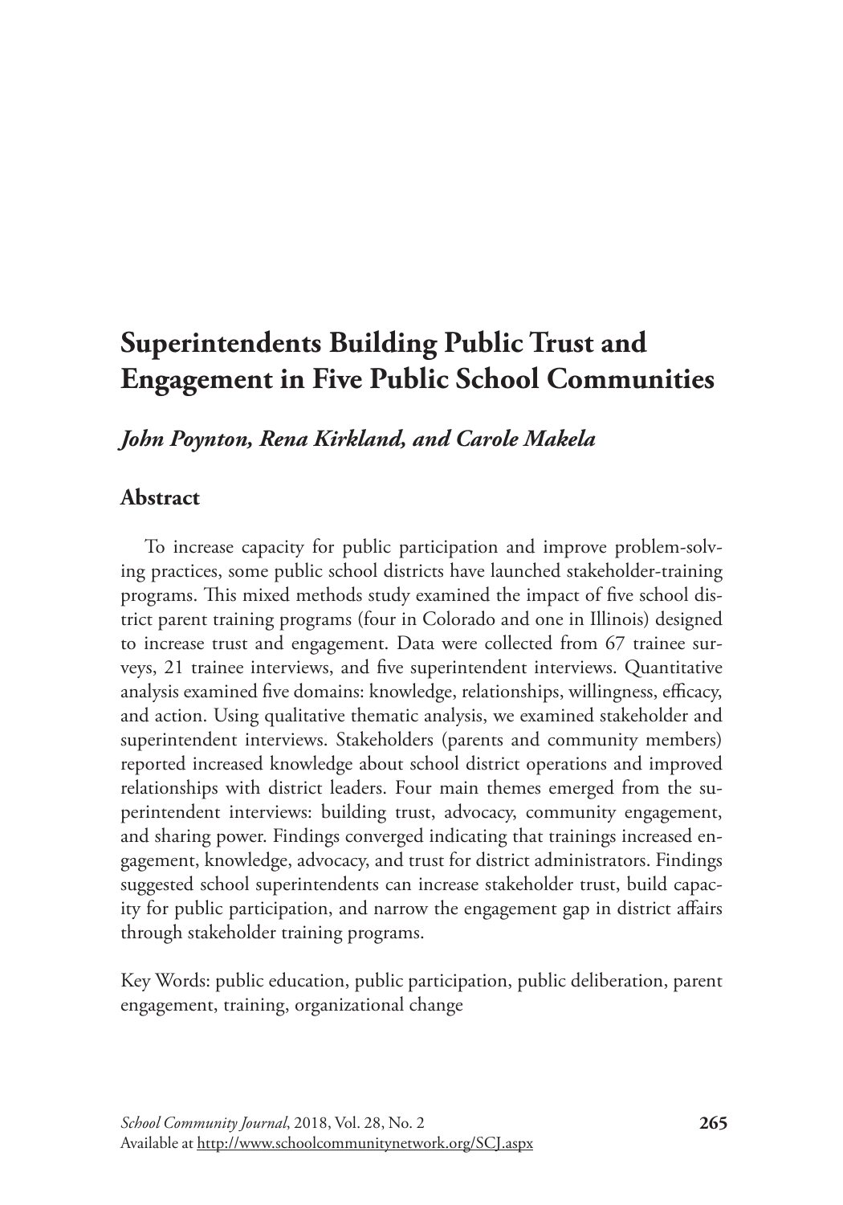# Superintendents Building Public Trust and Engagement in Five Public School Communities

***John Poynton, Rena Kirkland, and Carole Makela***

## Abstract

To increase capacity for public participation and improve problem-solving practices, some public school districts have launched stakeholder-training programs. This mixed methods study examined the impact of five school district parent training programs (four in Colorado and one in Illinois) designed to increase trust and engagement. Data were collected from 67 trainee surveys, 21 trainee interviews, and five superintendent interviews. Quantitative analysis examined five domains: knowledge, relationships, willingness, efficacy, and action. Using qualitative thematic analysis, we examined stakeholder and superintendent interviews. Stakeholders (parents and community members) reported increased knowledge about school district operations and improved relationships with district leaders. Four main themes emerged from the superintendent interviews: building trust, advocacy, community engagement, and sharing power. Findings converged indicating that trainings increased engagement, knowledge, advocacy, and trust for district administrators. Findings suggested school superintendents can increase stakeholder trust, build capacity for public participation, and narrow the engagement gap in district affairs through stakeholder training programs.

Key Words: public education, public participation, public deliberation, parent engagement, training, organizational change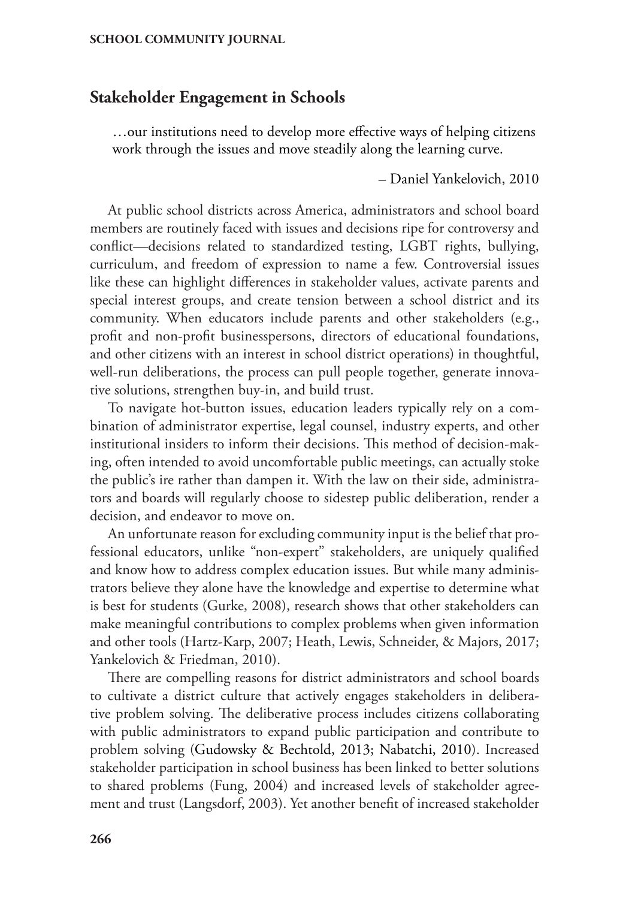## Stakeholder Engagement in Schools

> …our institutions need to develop more effective ways of helping citizens work through the issues and move steadily along the learning curve.
>
> – Daniel Yankelovich, 2010

At public school districts across America, administrators and school board members are routinely faced with issues and decisions ripe for controversy and conflict—decisions related to standardized testing, LGBT rights, bullying, curriculum, and freedom of expression to name a few. Controversial issues like these can highlight differences in stakeholder values, activate parents and special interest groups, and create tension between a school district and its community. When educators include parents and other stakeholders (e.g., profit and non-profit businesspersons, directors of educational foundations, and other citizens with an interest in school district operations) in thoughtful, well-run deliberations, the process can pull people together, generate innovative solutions, strengthen buy-in, and build trust.

To navigate hot-button issues, education leaders typically rely on a combination of administrator expertise, legal counsel, industry experts, and other institutional insiders to inform their decisions. This method of decision-making, often intended to avoid uncomfortable public meetings, can actually stoke the public's ire rather than dampen it. With the law on their side, administrators and boards will regularly choose to sidestep public deliberation, render a decision, and endeavor to move on.

An unfortunate reason for excluding community input is the belief that professional educators, unlike "non-expert" stakeholders, are uniquely qualified and know how to address complex education issues. But while many administrators believe they alone have the knowledge and expertise to determine what is best for students (Gurke, 2008), research shows that other stakeholders can make meaningful contributions to complex problems when given information and other tools (Hartz-Karp, 2007; Heath, Lewis, Schneider, & Majors, 2017; Yankelovich & Friedman, 2010).

There are compelling reasons for district administrators and school boards to cultivate a district culture that actively engages stakeholders in deliberative problem solving. The deliberative process includes citizens collaborating with public administrators to expand public participation and contribute to problem solving (Gudowsky & Bechtold, 2013; Nabatchi, 2010). Increased stakeholder participation in school business has been linked to better solutions to shared problems (Fung, 2004) and increased levels of stakeholder agreement and trust (Langsdorf, 2003). Yet another benefit of increased stakeholder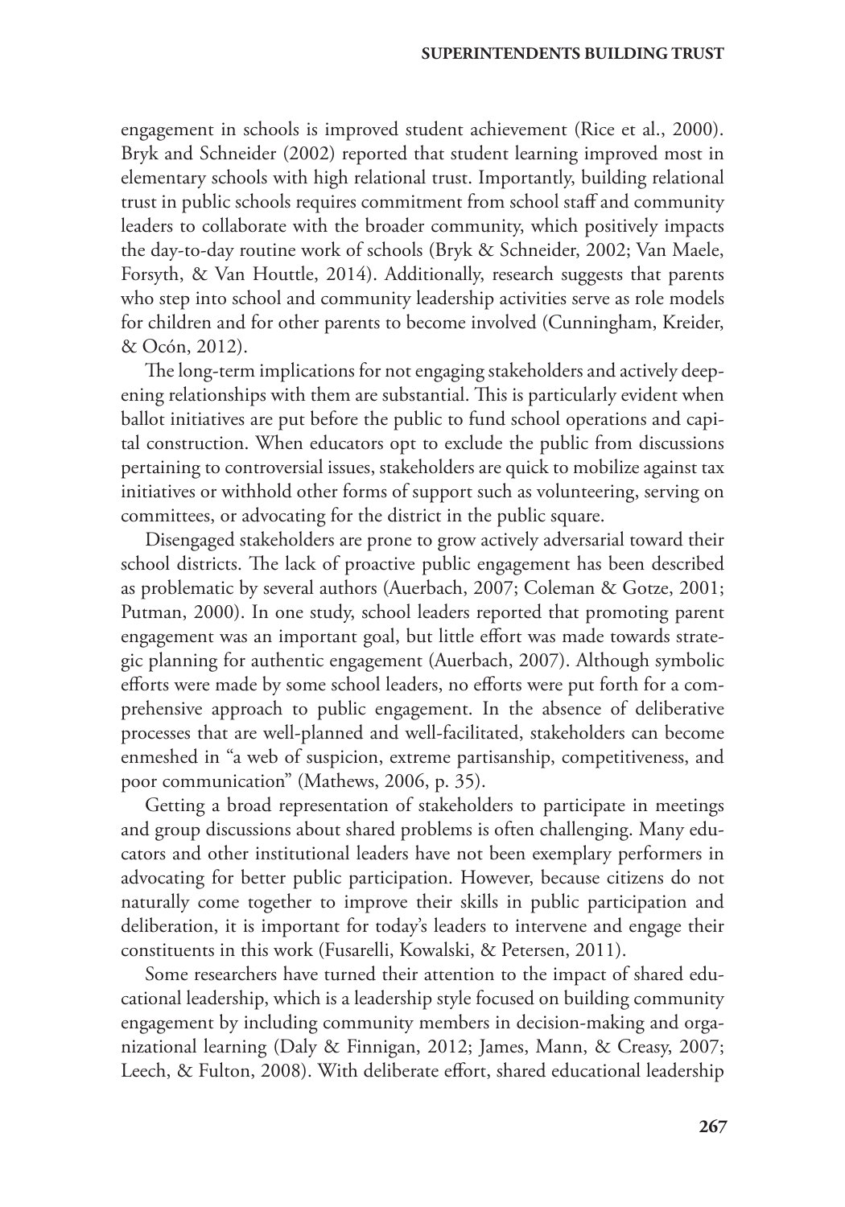engagement in schools is improved student achievement (Rice et al., 2000). Bryk and Schneider (2002) reported that student learning improved most in elementary schools with high relational trust. Importantly, building relational trust in public schools requires commitment from school staff and community leaders to collaborate with the broader community, which positively impacts the day-to-day routine work of schools (Bryk & Schneider, 2002; Van Maele, Forsyth, & Van Houttle, 2014). Additionally, research suggests that parents who step into school and community leadership activities serve as role models for children and for other parents to become involved (Cunningham, Kreider, & Ocón, 2012).

The long-term implications for not engaging stakeholders and actively deepening relationships with them are substantial. This is particularly evident when ballot initiatives are put before the public to fund school operations and capital construction. When educators opt to exclude the public from discussions pertaining to controversial issues, stakeholders are quick to mobilize against tax initiatives or withhold other forms of support such as volunteering, serving on committees, or advocating for the district in the public square.

Disengaged stakeholders are prone to grow actively adversarial toward their school districts. The lack of proactive public engagement has been described as problematic by several authors (Auerbach, 2007; Coleman & Gotze, 2001; Putman, 2000). In one study, school leaders reported that promoting parent engagement was an important goal, but little effort was made towards strategic planning for authentic engagement (Auerbach, 2007). Although symbolic efforts were made by some school leaders, no efforts were put forth for a comprehensive approach to public engagement. In the absence of deliberative processes that are well-planned and well-facilitated, stakeholders can become enmeshed in "a web of suspicion, extreme partisanship, competitiveness, and poor communication" (Mathews, 2006, p. 35).

Getting a broad representation of stakeholders to participate in meetings and group discussions about shared problems is often challenging. Many educators and other institutional leaders have not been exemplary performers in advocating for better public participation. However, because citizens do not naturally come together to improve their skills in public participation and deliberation, it is important for today's leaders to intervene and engage their constituents in this work (Fusarelli, Kowalski, & Petersen, 2011).

Some researchers have turned their attention to the impact of shared educational leadership, which is a leadership style focused on building community engagement by including community members in decision-making and organizational learning (Daly & Finnigan, 2012; James, Mann, & Creasy, 2007; Leech, & Fulton, 2008). With deliberate effort, shared educational leadership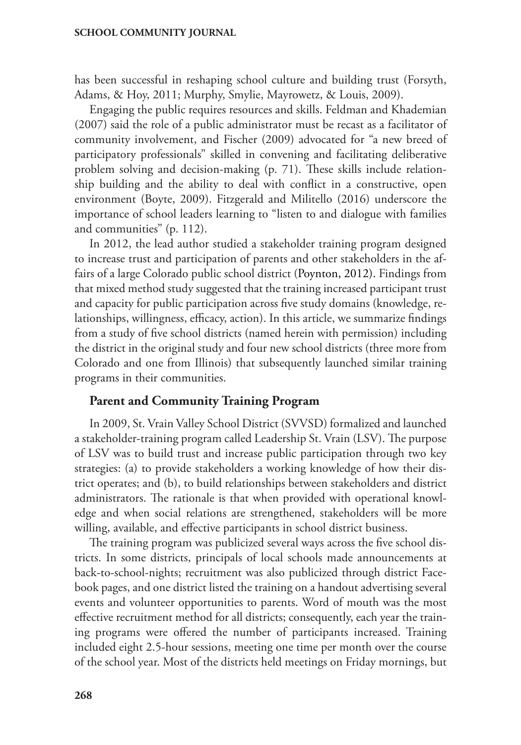has been successful in reshaping school culture and building trust (Forsyth, Adams, & Hoy, 2011; Murphy, Smylie, Mayrowetz, & Louis, 2009).

Engaging the public requires resources and skills. Feldman and Khademian (2007) said the role of a public administrator must be recast as a facilitator of community involvement, and Fischer (2009) advocated for "a new breed of participatory professionals" skilled in convening and facilitating deliberative problem solving and decision-making (p. 71). These skills include relationship building and the ability to deal with conflict in a constructive, open environment (Boyte, 2009). Fitzgerald and Militello (2016) underscore the importance of school leaders learning to "listen to and dialogue with families and communities" (p. 112).

In 2012, the lead author studied a stakeholder training program designed to increase trust and participation of parents and other stakeholders in the affairs of a large Colorado public school district (Poynton, 2012). Findings from that mixed method study suggested that the training increased participant trust and capacity for public participation across five study domains (knowledge, relationships, willingness, efficacy, action). In this article, we summarize findings from a study of five school districts (named herein with permission) including the district in the original study and four new school districts (three more from Colorado and one from Illinois) that subsequently launched similar training programs in their communities.

## Parent and Community Training Program

In 2009, St. Vrain Valley School District (SVVSD) formalized and launched a stakeholder-training program called Leadership St. Vrain (LSV). The purpose of LSV was to build trust and increase public participation through two key strategies: (a) to provide stakeholders a working knowledge of how their district operates; and (b), to build relationships between stakeholders and district administrators. The rationale is that when provided with operational knowledge and when social relations are strengthened, stakeholders will be more willing, available, and effective participants in school district business.

The training program was publicized several ways across the five school districts. In some districts, principals of local schools made announcements at back-to-school-nights; recruitment was also publicized through district Facebook pages, and one district listed the training on a handout advertising several events and volunteer opportunities to parents. Word of mouth was the most effective recruitment method for all districts; consequently, each year the training programs were offered the number of participants increased. Training included eight 2.5-hour sessions, meeting one time per month over the course of the school year. Most of the districts held meetings on Friday mornings, but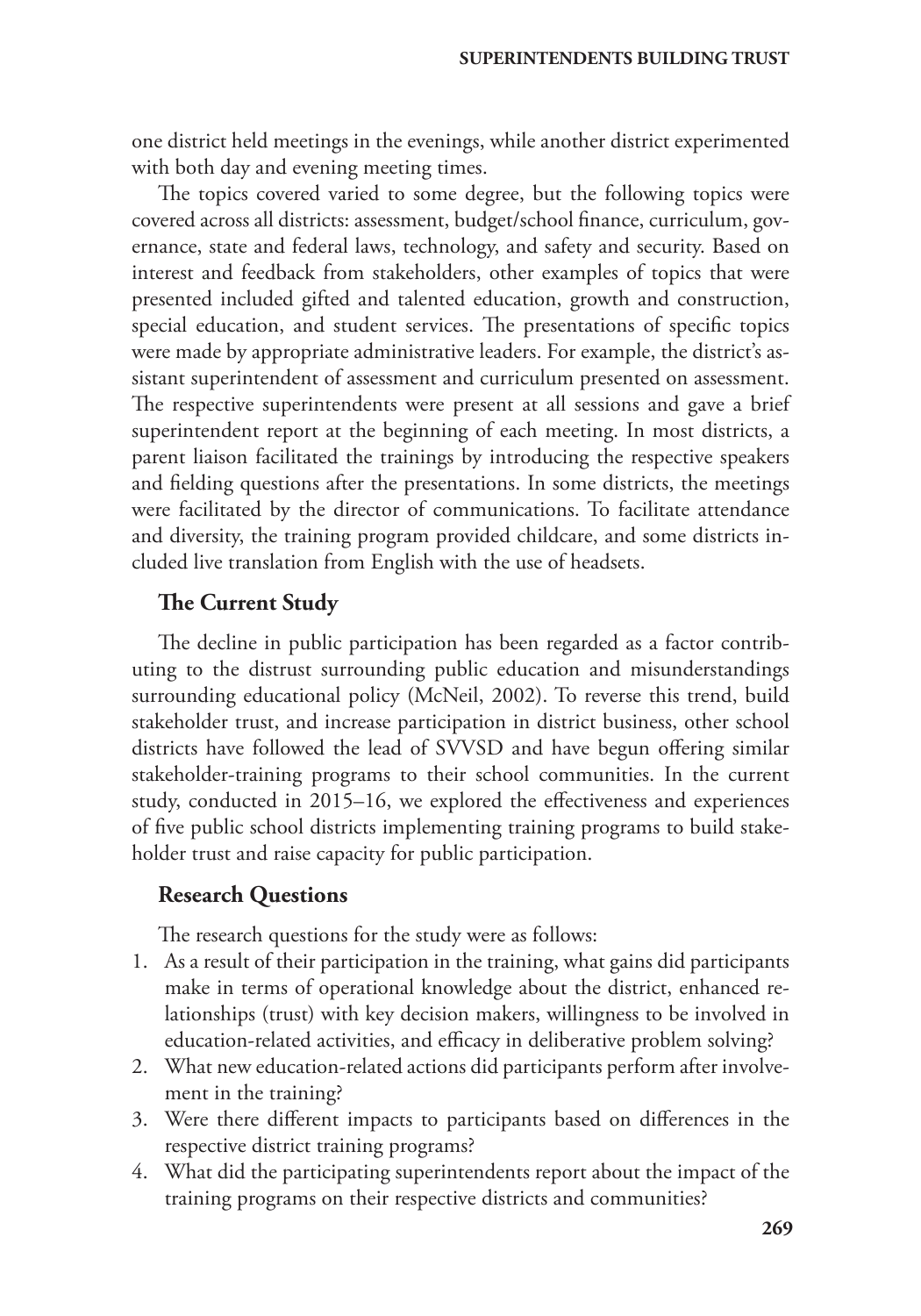one district held meetings in the evenings, while another district experimented with both day and evening meeting times.

The topics covered varied to some degree, but the following topics were covered across all districts: assessment, budget/school finance, curriculum, governance, state and federal laws, technology, and safety and security. Based on interest and feedback from stakeholders, other examples of topics that were presented included gifted and talented education, growth and construction, special education, and student services. The presentations of specific topics were made by appropriate administrative leaders. For example, the district's assistant superintendent of assessment and curriculum presented on assessment. The respective superintendents were present at all sessions and gave a brief superintendent report at the beginning of each meeting. In most districts, a parent liaison facilitated the trainings by introducing the respective speakers and fielding questions after the presentations. In some districts, the meetings were facilitated by the director of communications. To facilitate attendance and diversity, the training program provided childcare, and some districts included live translation from English with the use of headsets.

## The Current Study

The decline in public participation has been regarded as a factor contributing to the distrust surrounding public education and misunderstandings surrounding educational policy (McNeil, 2002). To reverse this trend, build stakeholder trust, and increase participation in district business, other school districts have followed the lead of SVVSD and have begun offering similar stakeholder-training programs to their school communities. In the current study, conducted in 2015–16, we explored the effectiveness and experiences of five public school districts implementing training programs to build stakeholder trust and raise capacity for public participation.

## Research Questions

The research questions for the study were as follows:

1. As a result of their participation in the training, what gains did participants make in terms of operational knowledge about the district, enhanced relationships (trust) with key decision makers, willingness to be involved in education-related activities, and efficacy in deliberative problem solving?
2. What new education-related actions did participants perform after involvement in the training?
3. Were there different impacts to participants based on differences in the respective district training programs?
4. What did the participating superintendents report about the impact of the training programs on their respective districts and communities?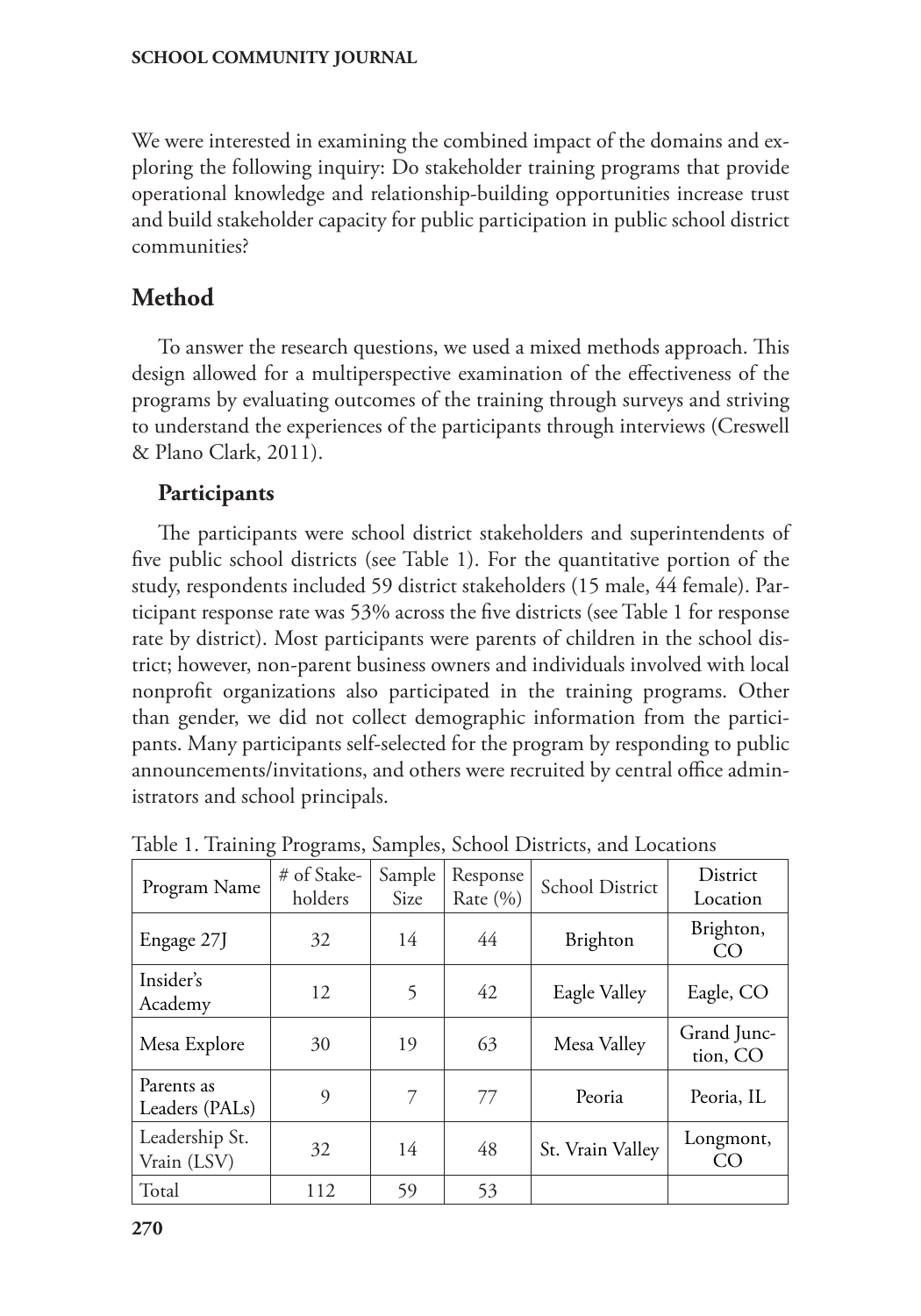We were interested in examining the combined impact of the domains and exploring the following inquiry: Do stakeholder training programs that provide operational knowledge and relationship-building opportunities increase trust and build stakeholder capacity for public participation in public school district communities?

## Method

To answer the research questions, we used a mixed methods approach. This design allowed for a multiperspective examination of the effectiveness of the programs by evaluating outcomes of the training through surveys and striving to understand the experiences of the participants through interviews (Creswell & Plano Clark, 2011).

### Participants

The participants were school district stakeholders and superintendents of five public school districts (see Table 1). For the quantitative portion of the study, respondents included 59 district stakeholders (15 male, 44 female). Participant response rate was 53% across the five districts (see Table 1 for response rate by district). Most participants were parents of children in the school district; however, non-parent business owners and individuals involved with local nonprofit organizations also participated in the training programs. Other than gender, we did not collect demographic information from the participants. Many participants self-selected for the program by responding to public announcements/invitations, and others were recruited by central office administrators and school principals.

Table 1. Training Programs, Samples, School Districts, and Locations

| Program Name | # of Stakeholders | Sample Size | Response Rate (%) | School District | District Location |
|---|---|---|---|---|---|
| Engage 27J | 32 | 14 | 44 | Brighton | Brighton, CO |
| Insider's Academy | 12 | 5 | 42 | Eagle Valley | Eagle, CO |
| Mesa Explore | 30 | 19 | 63 | Mesa Valley | Grand Junction, CO |
| Parents as Leaders (PALs) | 9 | 7 | 77 | Peoria | Peoria, IL |
| Leadership St. Vrain (LSV) | 32 | 14 | 48 | St. Vrain Valley | Longmont, CO |
| Total | 112 | 59 | 53 | | |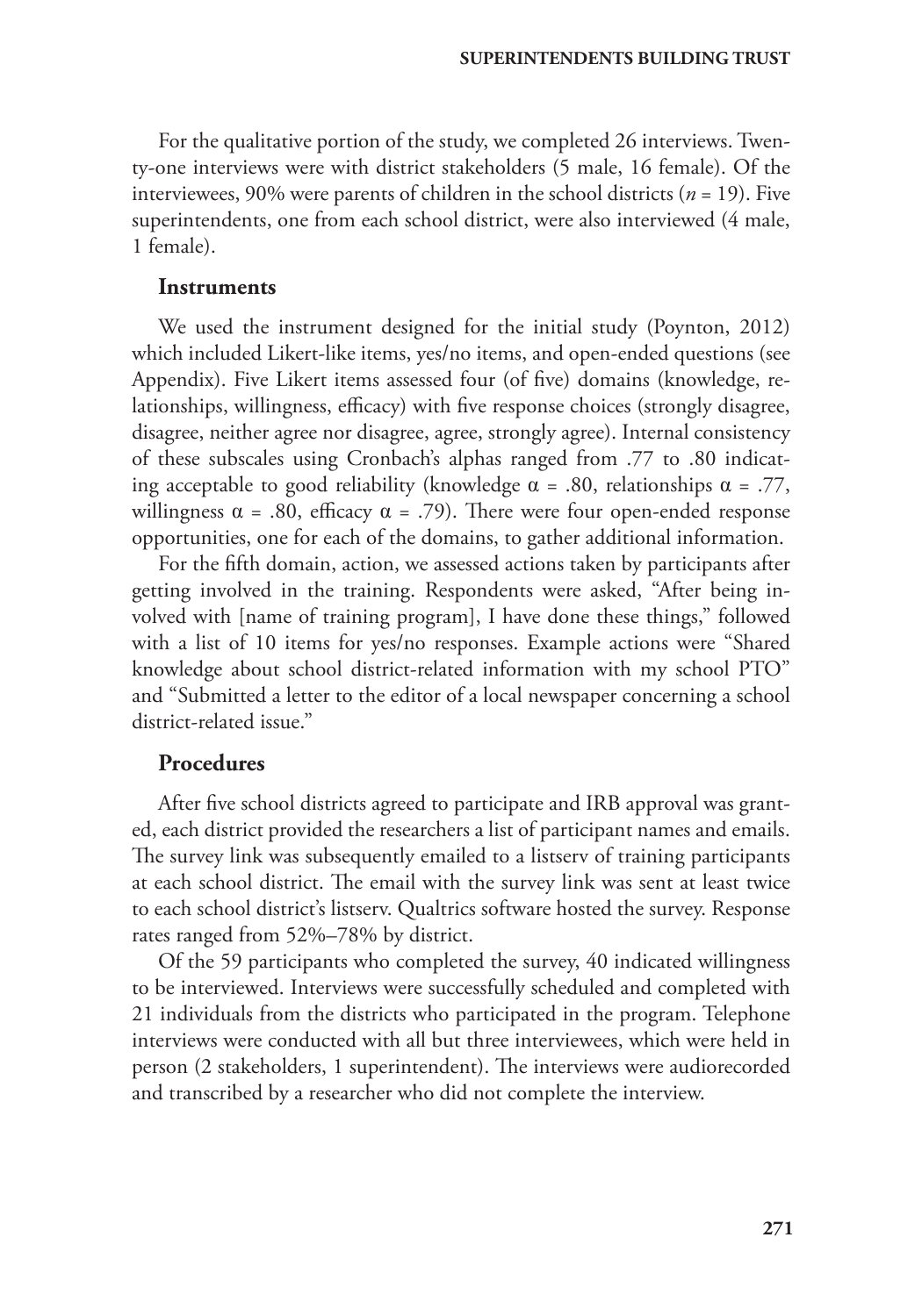For the qualitative portion of the study, we completed 26 interviews. Twenty-one interviews were with district stakeholders (5 male, 16 female). Of the interviewees, 90% were parents of children in the school districts ($n$ = 19). Five superintendents, one from each school district, were also interviewed (4 male, 1 female).

## Instruments

We used the instrument designed for the initial study (Poynton, 2012) which included Likert-like items, yes/no items, and open-ended questions (see Appendix). Five Likert items assessed four (of five) domains (knowledge, relationships, willingness, efficacy) with five response choices (strongly disagree, disagree, neither agree nor disagree, agree, strongly agree). Internal consistency of these subscales using Cronbach's alphas ranged from .77 to .80 indicating acceptable to good reliability (knowledge $\alpha$ = .80, relationships $\alpha$ = .77, willingness $\alpha$ = .80, efficacy $\alpha$ = .79). There were four open-ended response opportunities, one for each of the domains, to gather additional information.

For the fifth domain, action, we assessed actions taken by participants after getting involved in the training. Respondents were asked, "After being involved with [name of training program], I have done these things," followed with a list of 10 items for yes/no responses. Example actions were "Shared knowledge about school district-related information with my school PTO" and "Submitted a letter to the editor of a local newspaper concerning a school district-related issue."

## Procedures

After five school districts agreed to participate and IRB approval was granted, each district provided the researchers a list of participant names and emails. The survey link was subsequently emailed to a listserv of training participants at each school district. The email with the survey link was sent at least twice to each school district's listserv. Qualtrics software hosted the survey. Response rates ranged from 52%–78% by district.

Of the 59 participants who completed the survey, 40 indicated willingness to be interviewed. Interviews were successfully scheduled and completed with 21 individuals from the districts who participated in the program. Telephone interviews were conducted with all but three interviewees, which were held in person (2 stakeholders, 1 superintendent). The interviews were audiorecorded and transcribed by a researcher who did not complete the interview.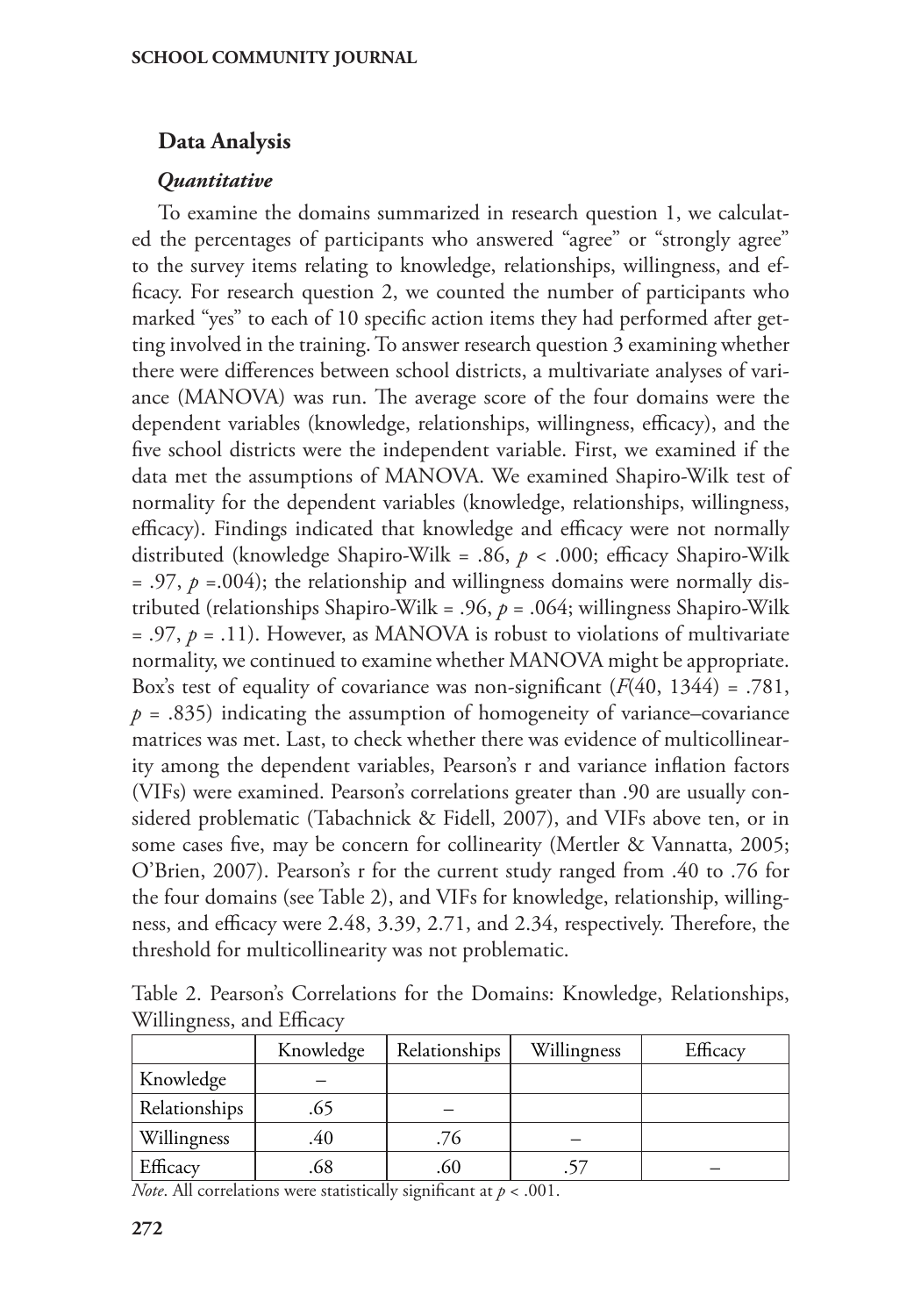## Data Analysis

### *Quantitative*

To examine the domains summarized in research question 1, we calculated the percentages of participants who answered "agree" or "strongly agree" to the survey items relating to knowledge, relationships, willingness, and efficacy. For research question 2, we counted the number of participants who marked "yes" to each of 10 specific action items they had performed after getting involved in the training. To answer research question 3 examining whether there were differences between school districts, a multivariate analyses of variance (MANOVA) was run. The average score of the four domains were the dependent variables (knowledge, relationships, willingness, efficacy), and the five school districts were the independent variable. First, we examined if the data met the assumptions of MANOVA. We examined Shapiro-Wilk test of normality for the dependent variables (knowledge, relationships, willingness, efficacy). Findings indicated that knowledge and efficacy were not normally distributed (knowledge Shapiro-Wilk = .86, $p < .000$; efficacy Shapiro-Wilk = .97, $p = .004$); the relationship and willingness domains were normally distributed (relationships Shapiro-Wilk = .96, $p = .064$; willingness Shapiro-Wilk = .97, $p = .11$). However, as MANOVA is robust to violations of multivariate normality, we continued to examine whether MANOVA might be appropriate. Box's test of equality of covariance was non-significant ($F(40, 1344) = .781$, $p = .835$) indicating the assumption of homogeneity of variance–covariance matrices was met. Last, to check whether there was evidence of multicollinearity among the dependent variables, Pearson's r and variance inflation factors (VIFs) were examined. Pearson's correlations greater than .90 are usually considered problematic (Tabachnick & Fidell, 2007), and VIFs above ten, or in some cases five, may be concern for collinearity (Mertler & Vannatta, 2005; O'Brien, 2007). Pearson's r for the current study ranged from .40 to .76 for the four domains (see Table 2), and VIFs for knowledge, relationship, willingness, and efficacy were 2.48, 3.39, 2.71, and 2.34, respectively. Therefore, the threshold for multicollinearity was not problematic.

Table 2. Pearson's Correlations for the Domains: Knowledge, Relationships, Willingness, and Efficacy

| | Knowledge | Relationships | Willingness | Efficacy |
|---|---|---|---|---|
| Knowledge | – | | | |
| Relationships | .65 | – | | |
| Willingness | .40 | .76 | – | |
| Efficacy | .68 | .60 | .57 | – |

*Note*. All correlations were statistically significant at $p < .001$.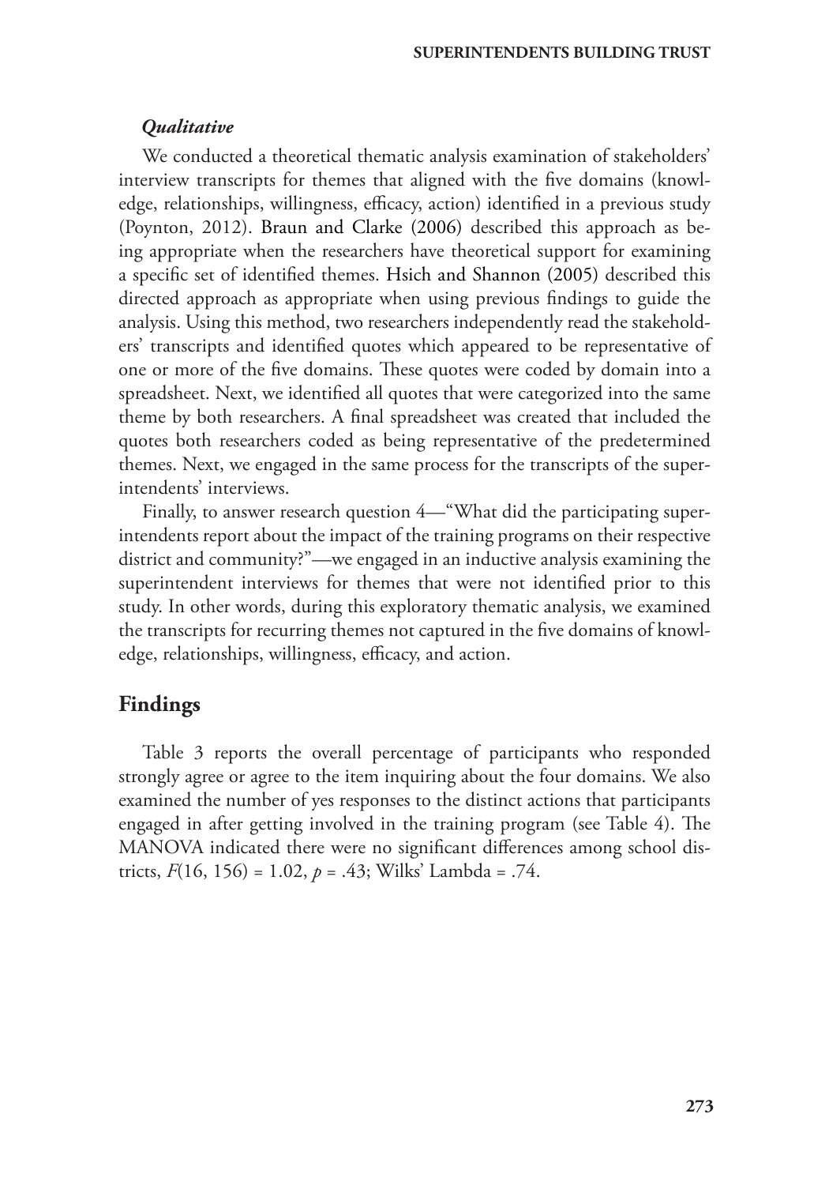### *Qualitative*

We conducted a theoretical thematic analysis examination of stakeholders' interview transcripts for themes that aligned with the five domains (knowledge, relationships, willingness, efficacy, action) identified in a previous study (Poynton, 2012). Braun and Clarke (2006) described this approach as being appropriate when the researchers have theoretical support for examining a specific set of identified themes. Hsich and Shannon (2005) described this directed approach as appropriate when using previous findings to guide the analysis. Using this method, two researchers independently read the stakeholders' transcripts and identified quotes which appeared to be representative of one or more of the five domains. These quotes were coded by domain into a spreadsheet. Next, we identified all quotes that were categorized into the same theme by both researchers. A final spreadsheet was created that included the quotes both researchers coded as being representative of the predetermined themes. Next, we engaged in the same process for the transcripts of the superintendents' interviews.

Finally, to answer research question 4—"What did the participating superintendents report about the impact of the training programs on their respective district and community?"—we engaged in an inductive analysis examining the superintendent interviews for themes that were not identified prior to this study. In other words, during this exploratory thematic analysis, we examined the transcripts for recurring themes not captured in the five domains of knowledge, relationships, willingness, efficacy, and action.

## Findings

Table 3 reports the overall percentage of participants who responded strongly agree or agree to the item inquiring about the four domains. We also examined the number of yes responses to the distinct actions that participants engaged in after getting involved in the training program (see Table 4). The MANOVA indicated there were no significant differences among school districts, $F(16, 156) = 1.02$, $p = .43$; Wilks' Lambda = .74.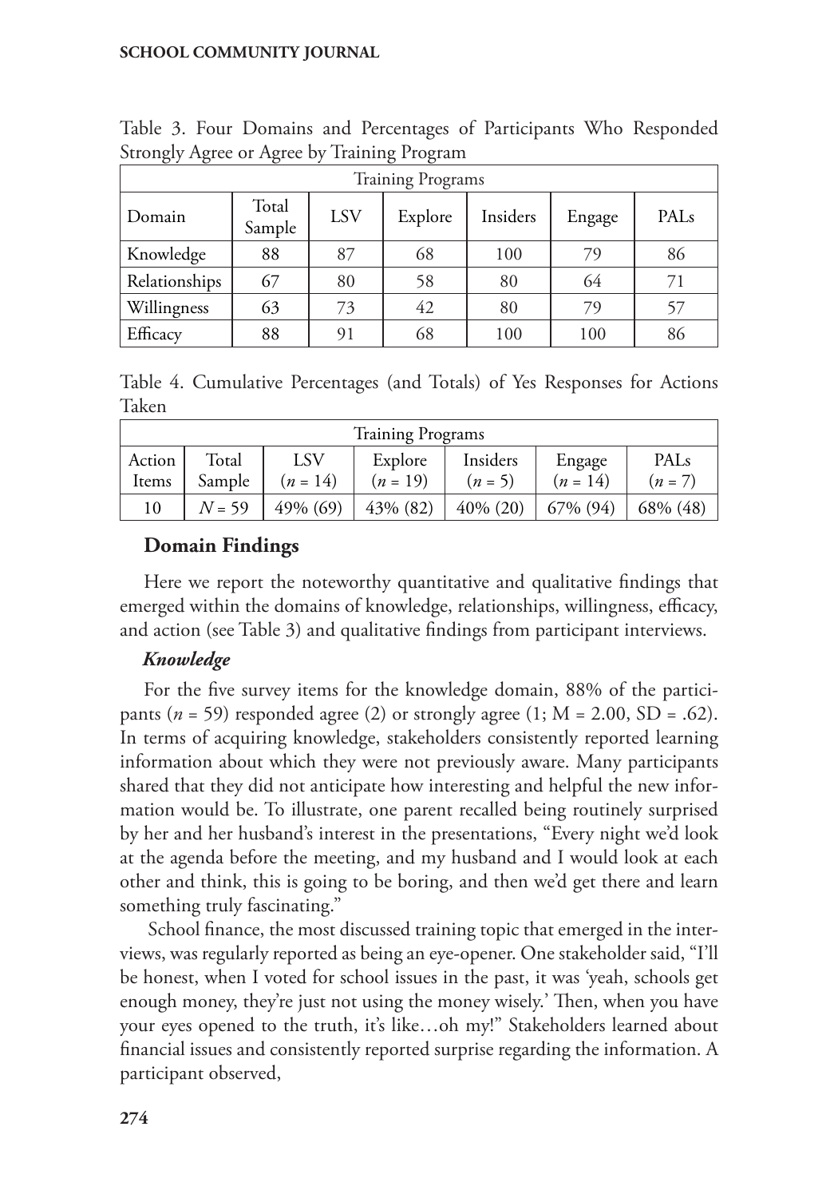Table 3. Four Domains and Percentages of Participants Who Responded Strongly Agree or Agree by Training Program

| | Training Programs | | | | | |
|---|---|---|---|---|---|---|
| Domain | Total Sample | LSV | Explore | Insiders | Engage | PALs |
| Knowledge | 88 | 87 | 68 | 100 | 79 | 86 |
| Relationships | 67 | 80 | 58 | 80 | 64 | 71 |
| Willingness | 63 | 73 | 42 | 80 | 79 | 57 |
| Efficacy | 88 | 91 | 68 | 100 | 100 | 86 |

Table 4. Cumulative Percentages (and Totals) of Yes Responses for Actions Taken

| | Training Programs | | | | | |
|---|---|---|---|---|---|---|
| Action Items | Total Sample | LSV ($n$ = 14) | Explore ($n$ = 19) | Insiders ($n$ = 5) | Engage ($n$ = 14) | PALs ($n$ = 7) |
| 10 | $N$ = 59 | 49% (69) | 43% (82) | 40% (20) | 67% (94) | 68% (48) |

## Domain Findings

Here we report the noteworthy quantitative and qualitative findings that emerged within the domains of knowledge, relationships, willingness, efficacy, and action (see Table 3) and qualitative findings from participant interviews.

### *Knowledge*

For the five survey items for the knowledge domain, 88% of the participants ($n$ = 59) responded agree (2) or strongly agree (1; M = 2.00, SD = .62). In terms of acquiring knowledge, stakeholders consistently reported learning information about which they were not previously aware. Many participants shared that they did not anticipate how interesting and helpful the new information would be. To illustrate, one parent recalled being routinely surprised by her and her husband's interest in the presentations, "Every night we'd look at the agenda before the meeting, and my husband and I would look at each other and think, this is going to be boring, and then we'd get there and learn something truly fascinating."

School finance, the most discussed training topic that emerged in the interviews, was regularly reported as being an eye-opener. One stakeholder said, "I'll be honest, when I voted for school issues in the past, it was 'yeah, schools get enough money, they're just not using the money wisely.' Then, when you have your eyes opened to the truth, it's like…oh my!" Stakeholders learned about financial issues and consistently reported surprise regarding the information. A participant observed,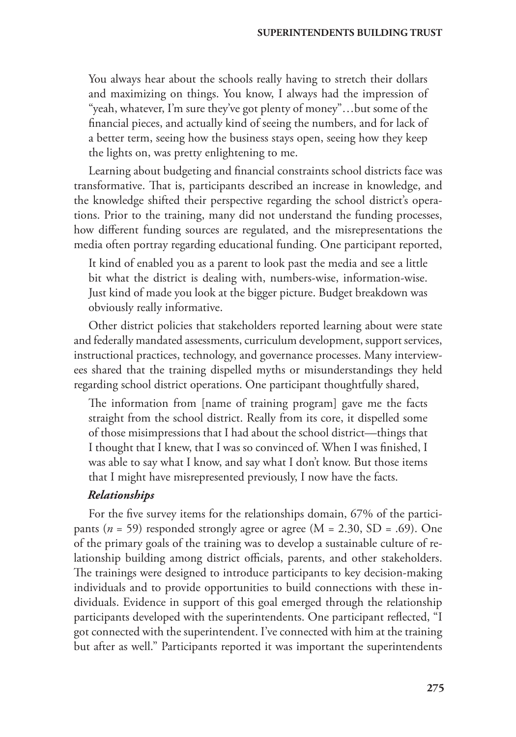> You always hear about the schools really having to stretch their dollars and maximizing on things. You know, I always had the impression of "yeah, whatever, I'm sure they've got plenty of money"…but some of the financial pieces, and actually kind of seeing the numbers, and for lack of a better term, seeing how the business stays open, seeing how they keep the lights on, was pretty enlightening to me.

Learning about budgeting and financial constraints school districts face was transformative. That is, participants described an increase in knowledge, and the knowledge shifted their perspective regarding the school district's operations. Prior to the training, many did not understand the funding processes, how different funding sources are regulated, and the misrepresentations the media often portray regarding educational funding. One participant reported,

> It kind of enabled you as a parent to look past the media and see a little bit what the district is dealing with, numbers-wise, information-wise. Just kind of made you look at the bigger picture. Budget breakdown was obviously really informative.

Other district policies that stakeholders reported learning about were state and federally mandated assessments, curriculum development, support services, instructional practices, technology, and governance processes. Many interviewees shared that the training dispelled myths or misunderstandings they held regarding school district operations. One participant thoughtfully shared,

> The information from [name of training program] gave me the facts straight from the school district. Really from its core, it dispelled some of those misimpressions that I had about the school district—things that I thought that I knew, that I was so convinced of. When I was finished, I was able to say what I know, and say what I don't know. But those items that I might have misrepresented previously, I now have the facts.

### *Relationships*

For the five survey items for the relationships domain, 67% of the participants ($n$ = 59) responded strongly agree or agree (M = 2.30, SD = .69). One of the primary goals of the training was to develop a sustainable culture of relationship building among district officials, parents, and other stakeholders. The trainings were designed to introduce participants to key decision-making individuals and to provide opportunities to build connections with these individuals. Evidence in support of this goal emerged through the relationship participants developed with the superintendents. One participant reflected, "I got connected with the superintendent. I've connected with him at the training but after as well." Participants reported it was important the superintendents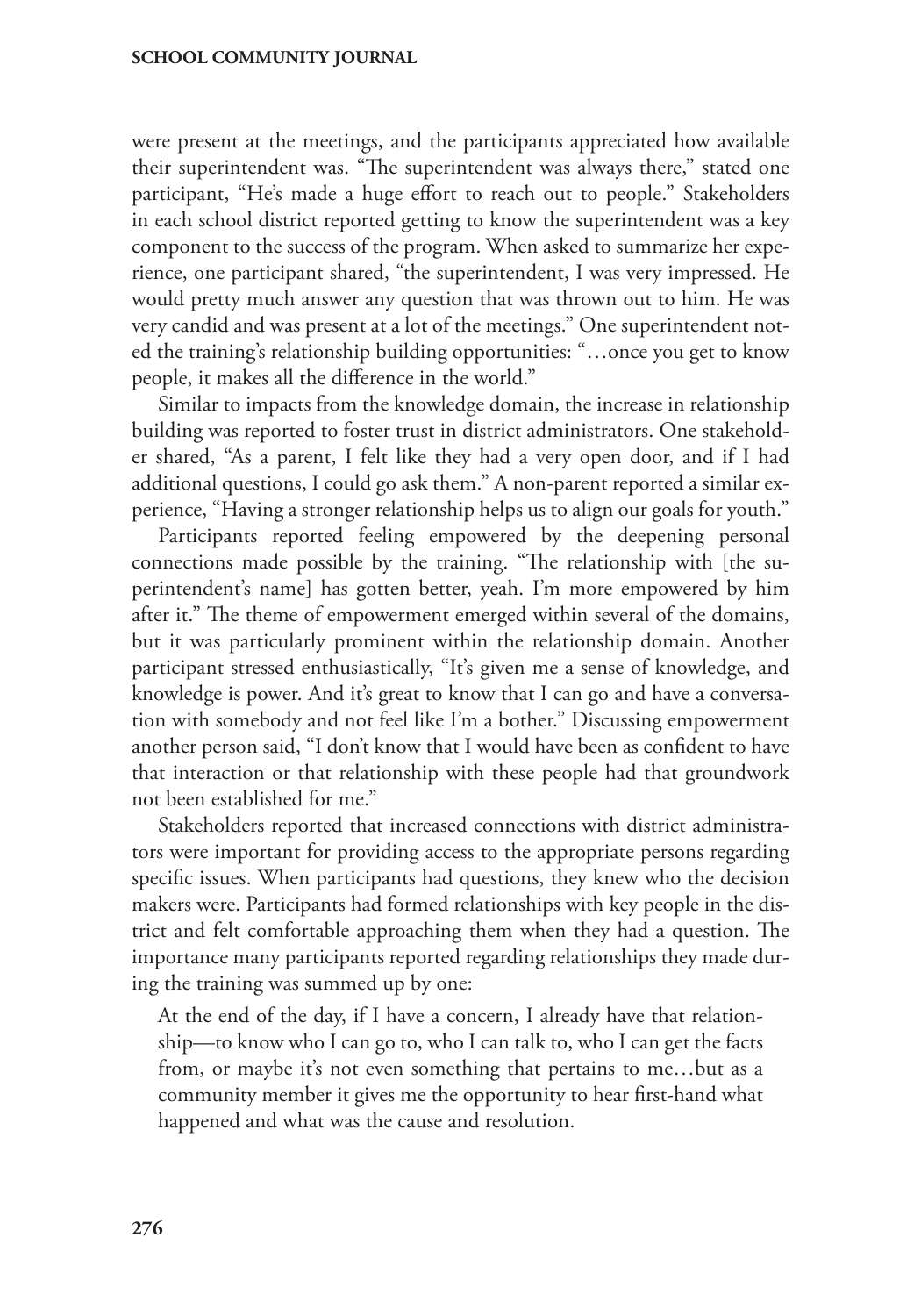were present at the meetings, and the participants appreciated how available their superintendent was. "The superintendent was always there," stated one participant, "He's made a huge effort to reach out to people." Stakeholders in each school district reported getting to know the superintendent was a key component to the success of the program. When asked to summarize her experience, one participant shared, "the superintendent, I was very impressed. He would pretty much answer any question that was thrown out to him. He was very candid and was present at a lot of the meetings." One superintendent noted the training's relationship building opportunities: "…once you get to know people, it makes all the difference in the world."

Similar to impacts from the knowledge domain, the increase in relationship building was reported to foster trust in district administrators. One stakeholder shared, "As a parent, I felt like they had a very open door, and if I had additional questions, I could go ask them." A non-parent reported a similar experience, "Having a stronger relationship helps us to align our goals for youth."

Participants reported feeling empowered by the deepening personal connections made possible by the training. "The relationship with [the superintendent's name] has gotten better, yeah. I'm more empowered by him after it." The theme of empowerment emerged within several of the domains, but it was particularly prominent within the relationship domain. Another participant stressed enthusiastically, "It's given me a sense of knowledge, and knowledge is power. And it's great to know that I can go and have a conversation with somebody and not feel like I'm a bother." Discussing empowerment another person said, "I don't know that I would have been as confident to have that interaction or that relationship with these people had that groundwork not been established for me."

Stakeholders reported that increased connections with district administrators were important for providing access to the appropriate persons regarding specific issues. When participants had questions, they knew who the decision makers were. Participants had formed relationships with key people in the district and felt comfortable approaching them when they had a question. The importance many participants reported regarding relationships they made during the training was summed up by one:

> At the end of the day, if I have a concern, I already have that relationship—to know who I can go to, who I can talk to, who I can get the facts from, or maybe it's not even something that pertains to me…but as a community member it gives me the opportunity to hear first-hand what happened and what was the cause and resolution.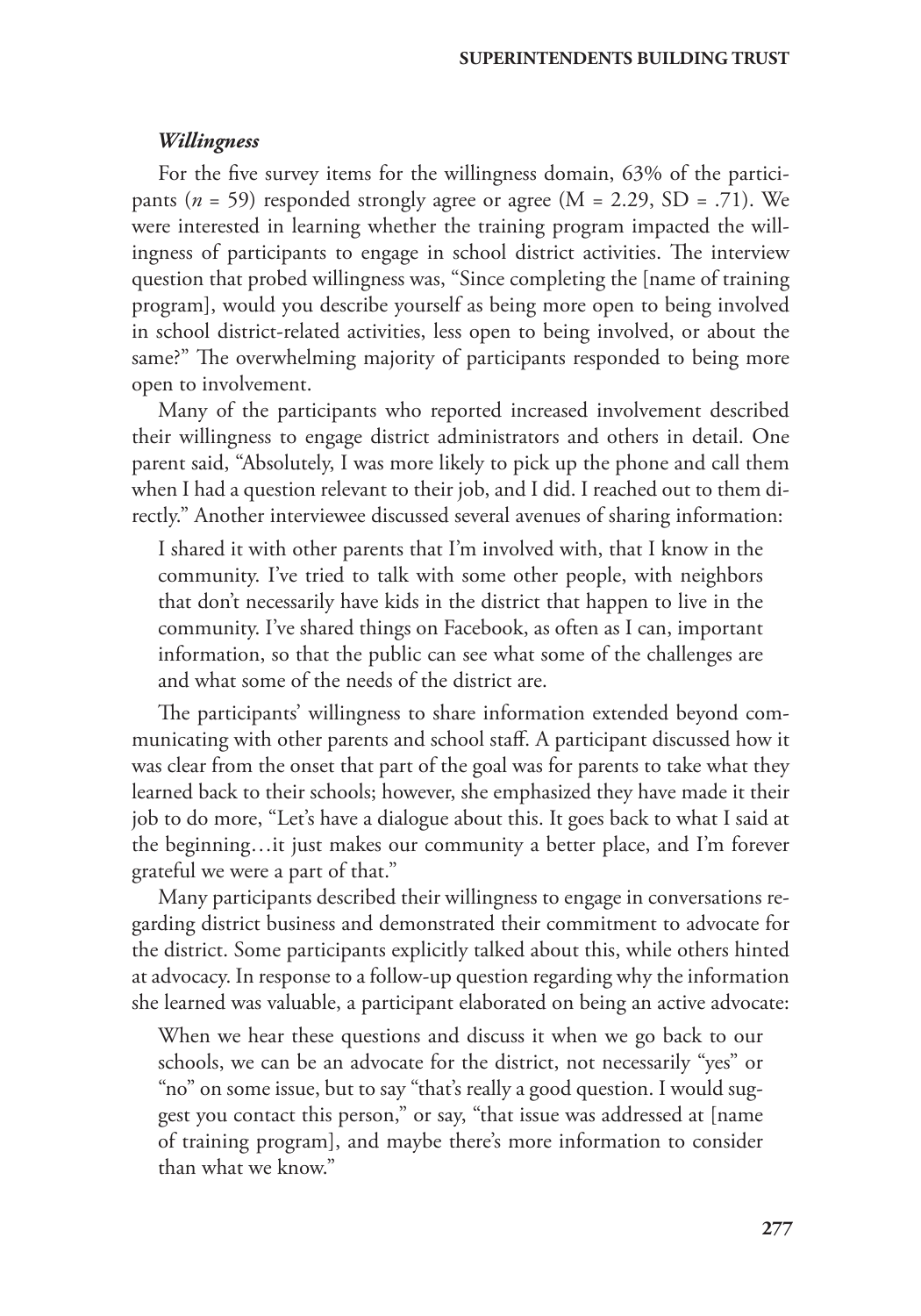### *Willingness*

For the five survey items for the willingness domain, 63% of the participants ($n$ = 59) responded strongly agree or agree (M = 2.29, SD = .71). We were interested in learning whether the training program impacted the willingness of participants to engage in school district activities. The interview question that probed willingness was, "Since completing the [name of training program], would you describe yourself as being more open to being involved in school district-related activities, less open to being involved, or about the same?" The overwhelming majority of participants responded to being more open to involvement.

Many of the participants who reported increased involvement described their willingness to engage district administrators and others in detail. One parent said, "Absolutely, I was more likely to pick up the phone and call them when I had a question relevant to their job, and I did. I reached out to them directly." Another interviewee discussed several avenues of sharing information:

> I shared it with other parents that I'm involved with, that I know in the community. I've tried to talk with some other people, with neighbors that don't necessarily have kids in the district that happen to live in the community. I've shared things on Facebook, as often as I can, important information, so that the public can see what some of the challenges are and what some of the needs of the district are.

The participants' willingness to share information extended beyond communicating with other parents and school staff. A participant discussed how it was clear from the onset that part of the goal was for parents to take what they learned back to their schools; however, she emphasized they have made it their job to do more, "Let's have a dialogue about this. It goes back to what I said at the beginning…it just makes our community a better place, and I'm forever grateful we were a part of that."

Many participants described their willingness to engage in conversations regarding district business and demonstrated their commitment to advocate for the district. Some participants explicitly talked about this, while others hinted at advocacy. In response to a follow-up question regarding why the information she learned was valuable, a participant elaborated on being an active advocate:

> When we hear these questions and discuss it when we go back to our schools, we can be an advocate for the district, not necessarily "yes" or "no" on some issue, but to say "that's really a good question. I would suggest you contact this person," or say, "that issue was addressed at [name of training program], and maybe there's more information to consider than what we know."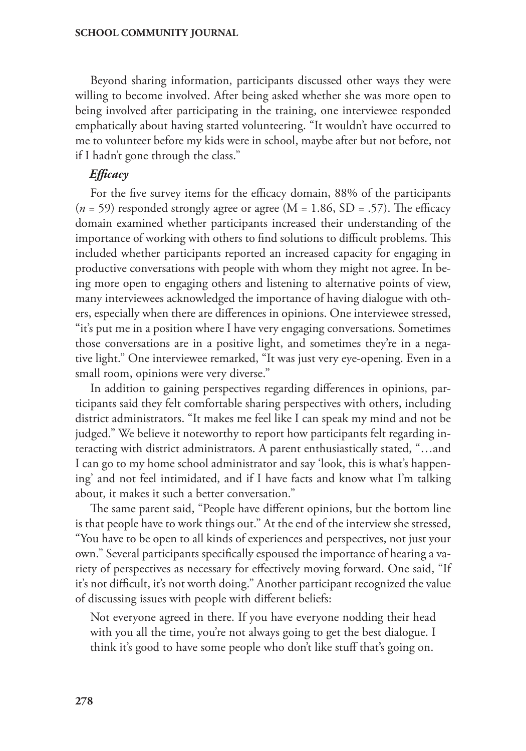Beyond sharing information, participants discussed other ways they were willing to become involved. After being asked whether she was more open to being involved after participating in the training, one interviewee responded emphatically about having started volunteering. "It wouldn't have occurred to me to volunteer before my kids were in school, maybe after but not before, not if I hadn't gone through the class."

#### *Efficacy*

For the five survey items for the efficacy domain, 88% of the participants ($n$ = 59) responded strongly agree or agree (M = 1.86, SD = .57). The efficacy domain examined whether participants increased their understanding of the importance of working with others to find solutions to difficult problems. This included whether participants reported an increased capacity for engaging in productive conversations with people with whom they might not agree. In being more open to engaging others and listening to alternative points of view, many interviewees acknowledged the importance of having dialogue with others, especially when there are differences in opinions. One interviewee stressed, "it's put me in a position where I have very engaging conversations. Sometimes those conversations are in a positive light, and sometimes they're in a negative light." One interviewee remarked, "It was just very eye-opening. Even in a small room, opinions were very diverse."

In addition to gaining perspectives regarding differences in opinions, participants said they felt comfortable sharing perspectives with others, including district administrators. "It makes me feel like I can speak my mind and not be judged." We believe it noteworthy to report how participants felt regarding interacting with district administrators. A parent enthusiastically stated, "…and I can go to my home school administrator and say 'look, this is what's happening' and not feel intimidated, and if I have facts and know what I'm talking about, it makes it such a better conversation."

The same parent said, "People have different opinions, but the bottom line is that people have to work things out." At the end of the interview she stressed, "You have to be open to all kinds of experiences and perspectives, not just your own." Several participants specifically espoused the importance of hearing a variety of perspectives as necessary for effectively moving forward. One said, "If it's not difficult, it's not worth doing." Another participant recognized the value of discussing issues with people with different beliefs:

> Not everyone agreed in there. If you have everyone nodding their head with you all the time, you're not always going to get the best dialogue. I think it's good to have some people who don't like stuff that's going on.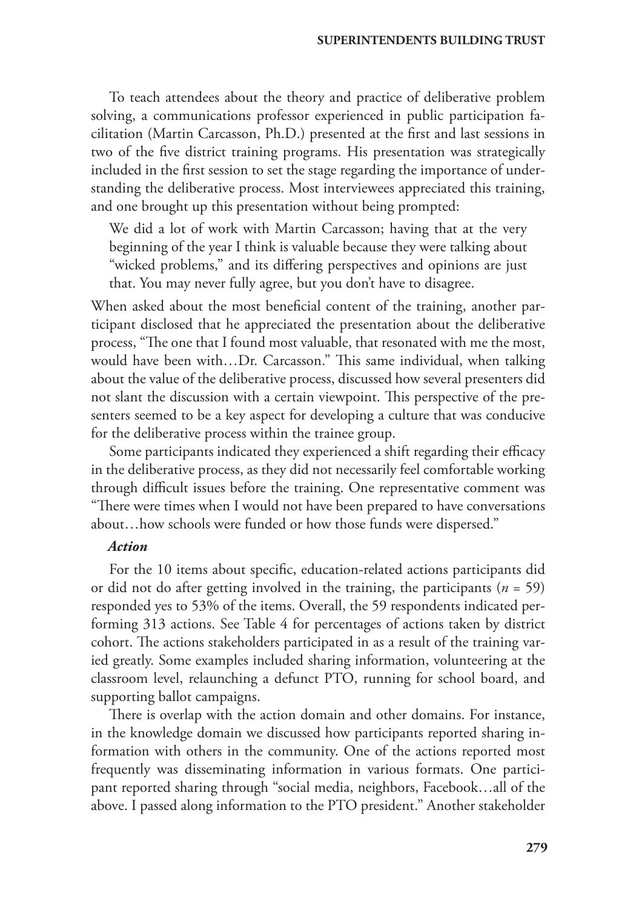To teach attendees about the theory and practice of deliberative problem solving, a communications professor experienced in public participation facilitation (Martin Carcasson, Ph.D.) presented at the first and last sessions in two of the five district training programs. His presentation was strategically included in the first session to set the stage regarding the importance of understanding the deliberative process. Most interviewees appreciated this training, and one brought up this presentation without being prompted:

> We did a lot of work with Martin Carcasson; having that at the very beginning of the year I think is valuable because they were talking about "wicked problems," and its differing perspectives and opinions are just that. You may never fully agree, but you don't have to disagree.

When asked about the most beneficial content of the training, another participant disclosed that he appreciated the presentation about the deliberative process, "The one that I found most valuable, that resonated with me the most, would have been with…Dr. Carcasson." This same individual, when talking about the value of the deliberative process, discussed how several presenters did not slant the discussion with a certain viewpoint. This perspective of the presenters seemed to be a key aspect for developing a culture that was conducive for the deliberative process within the trainee group.

Some participants indicated they experienced a shift regarding their efficacy in the deliberative process, as they did not necessarily feel comfortable working through difficult issues before the training. One representative comment was "There were times when I would not have been prepared to have conversations about…how schools were funded or how those funds were dispersed."

***Action***

For the 10 items about specific, education-related actions participants did or did not do after getting involved in the training, the participants ($n$ = 59) responded yes to 53% of the items. Overall, the 59 respondents indicated performing 313 actions. See Table 4 for percentages of actions taken by district cohort. The actions stakeholders participated in as a result of the training varied greatly. Some examples included sharing information, volunteering at the classroom level, relaunching a defunct PTO, running for school board, and supporting ballot campaigns.

There is overlap with the action domain and other domains. For instance, in the knowledge domain we discussed how participants reported sharing information with others in the community. One of the actions reported most frequently was disseminating information in various formats. One participant reported sharing through "social media, neighbors, Facebook…all of the above. I passed along information to the PTO president." Another stakeholder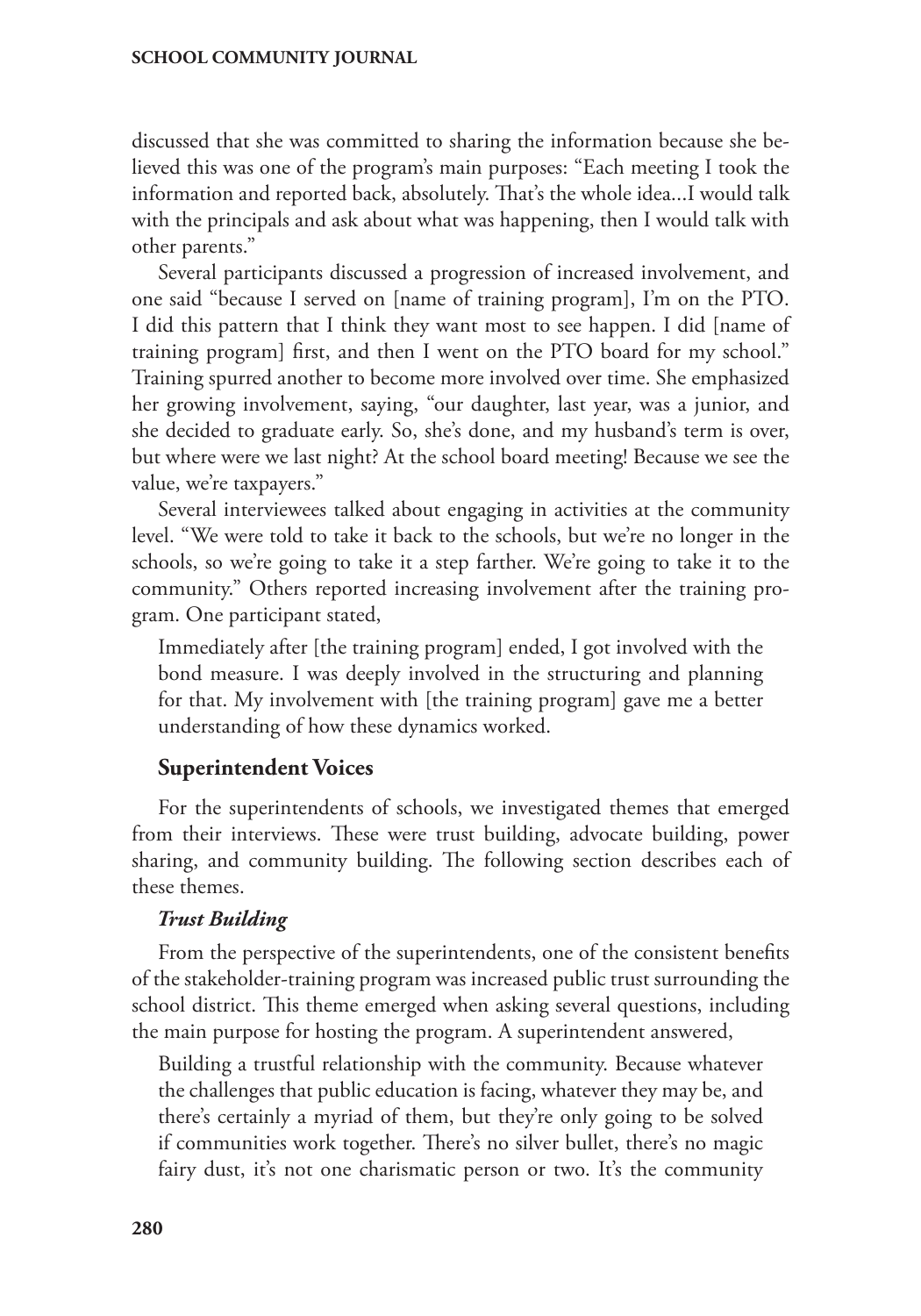discussed that she was committed to sharing the information because she believed this was one of the program's main purposes: "Each meeting I took the information and reported back, absolutely. That's the whole idea...I would talk with the principals and ask about what was happening, then I would talk with other parents."

Several participants discussed a progression of increased involvement, and one said "because I served on [name of training program], I'm on the PTO. I did this pattern that I think they want most to see happen. I did [name of training program] first, and then I went on the PTO board for my school." Training spurred another to become more involved over time. She emphasized her growing involvement, saying, "our daughter, last year, was a junior, and she decided to graduate early. So, she's done, and my husband's term is over, but where were we last night? At the school board meeting! Because we see the value, we're taxpayers."

Several interviewees talked about engaging in activities at the community level. "We were told to take it back to the schools, but we're no longer in the schools, so we're going to take it a step farther. We're going to take it to the community." Others reported increasing involvement after the training program. One participant stated,

> Immediately after [the training program] ended, I got involved with the bond measure. I was deeply involved in the structuring and planning for that. My involvement with [the training program] gave me a better understanding of how these dynamics worked.

### Superintendent Voices

For the superintendents of schools, we investigated themes that emerged from their interviews. These were trust building, advocate building, power sharing, and community building. The following section describes each of these themes.

#### *Trust Building*

From the perspective of the superintendents, one of the consistent benefits of the stakeholder-training program was increased public trust surrounding the school district. This theme emerged when asking several questions, including the main purpose for hosting the program. A superintendent answered,

> Building a trustful relationship with the community. Because whatever the challenges that public education is facing, whatever they may be, and there's certainly a myriad of them, but they're only going to be solved if communities work together. There's no silver bullet, there's no magic fairy dust, it's not one charismatic person or two. It's the community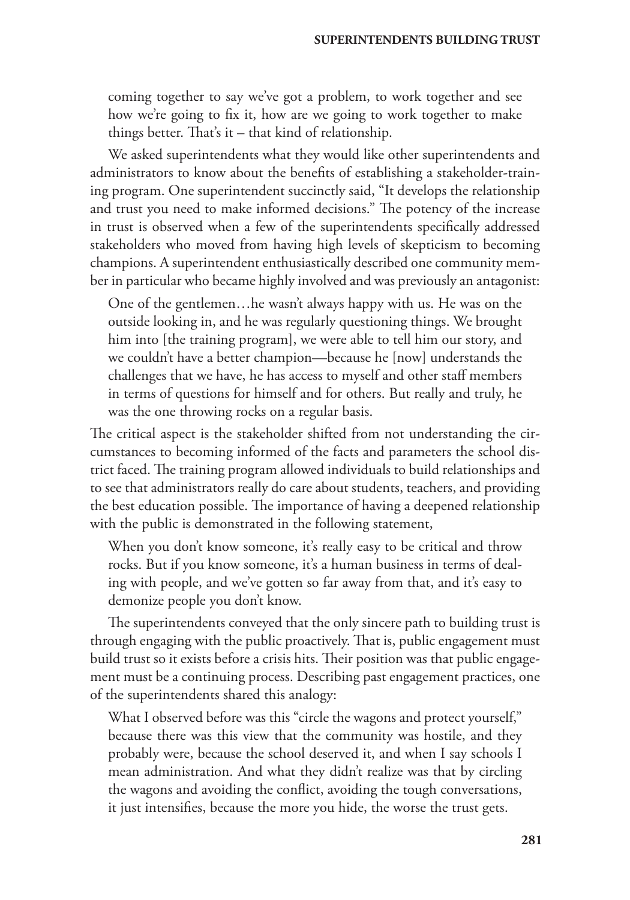> coming together to say we've got a problem, to work together and see how we're going to fix it, how are we going to work together to make things better. That's it – that kind of relationship.

We asked superintendents what they would like other superintendents and administrators to know about the benefits of establishing a stakeholder-training program. One superintendent succinctly said, "It develops the relationship and trust you need to make informed decisions." The potency of the increase in trust is observed when a few of the superintendents specifically addressed stakeholders who moved from having high levels of skepticism to becoming champions. A superintendent enthusiastically described one community member in particular who became highly involved and was previously an antagonist:

> One of the gentlemen…he wasn't always happy with us. He was on the outside looking in, and he was regularly questioning things. We brought him into [the training program], we were able to tell him our story, and we couldn't have a better champion—because he [now] understands the challenges that we have, he has access to myself and other staff members in terms of questions for himself and for others. But really and truly, he was the one throwing rocks on a regular basis.

The critical aspect is the stakeholder shifted from not understanding the circumstances to becoming informed of the facts and parameters the school district faced. The training program allowed individuals to build relationships and to see that administrators really do care about students, teachers, and providing the best education possible. The importance of having a deepened relationship with the public is demonstrated in the following statement,

> When you don't know someone, it's really easy to be critical and throw rocks. But if you know someone, it's a human business in terms of dealing with people, and we've gotten so far away from that, and it's easy to demonize people you don't know.

The superintendents conveyed that the only sincere path to building trust is through engaging with the public proactively. That is, public engagement must build trust so it exists before a crisis hits. Their position was that public engagement must be a continuing process. Describing past engagement practices, one of the superintendents shared this analogy:

> What I observed before was this "circle the wagons and protect yourself," because there was this view that the community was hostile, and they probably were, because the school deserved it, and when I say schools I mean administration. And what they didn't realize was that by circling the wagons and avoiding the conflict, avoiding the tough conversations, it just intensifies, because the more you hide, the worse the trust gets.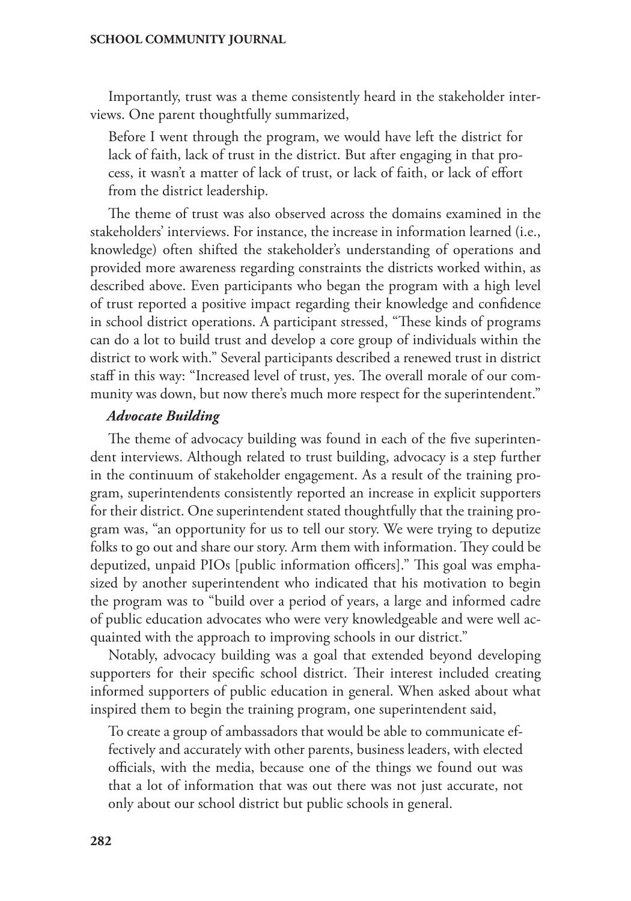Importantly, trust was a theme consistently heard in the stakeholder interviews. One parent thoughtfully summarized,

> Before I went through the program, we would have left the district for lack of faith, lack of trust in the district. But after engaging in that process, it wasn't a matter of lack of trust, or lack of faith, or lack of effort from the district leadership.

The theme of trust was also observed across the domains examined in the stakeholders' interviews. For instance, the increase in information learned (i.e., knowledge) often shifted the stakeholder's understanding of operations and provided more awareness regarding constraints the districts worked within, as described above. Even participants who began the program with a high level of trust reported a positive impact regarding their knowledge and confidence in school district operations. A participant stressed, "These kinds of programs can do a lot to build trust and develop a core group of individuals within the district to work with." Several participants described a renewed trust in district staff in this way: "Increased level of trust, yes. The overall morale of our community was down, but now there's much more respect for the superintendent."

### *Advocate Building*

The theme of advocacy building was found in each of the five superintendent interviews. Although related to trust building, advocacy is a step further in the continuum of stakeholder engagement. As a result of the training program, superintendents consistently reported an increase in explicit supporters for their district. One superintendent stated thoughtfully that the training program was, "an opportunity for us to tell our story. We were trying to deputize folks to go out and share our story. Arm them with information. They could be deputized, unpaid PIOs [public information officers]." This goal was emphasized by another superintendent who indicated that his motivation to begin the program was to "build over a period of years, a large and informed cadre of public education advocates who were very knowledgeable and were well acquainted with the approach to improving schools in our district."

Notably, advocacy building was a goal that extended beyond developing supporters for their specific school district. Their interest included creating informed supporters of public education in general. When asked about what inspired them to begin the training program, one superintendent said,

> To create a group of ambassadors that would be able to communicate effectively and accurately with other parents, business leaders, with elected officials, with the media, because one of the things we found out was that a lot of information that was out there was not just accurate, not only about our school district but public schools in general.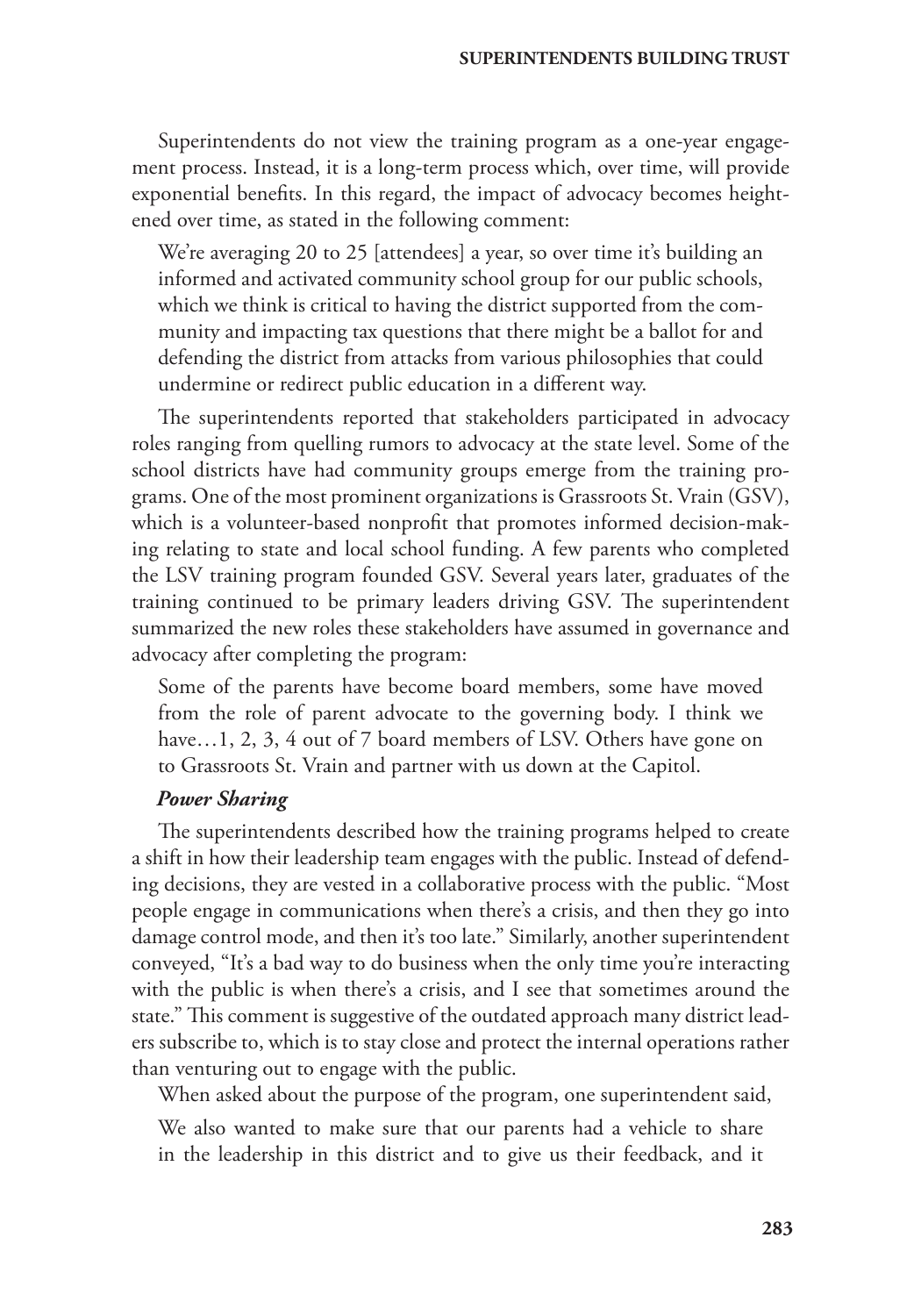Superintendents do not view the training program as a one-year engagement process. Instead, it is a long-term process which, over time, will provide exponential benefits. In this regard, the impact of advocacy becomes heightened over time, as stated in the following comment:

> We're averaging 20 to 25 [attendees] a year, so over time it's building an informed and activated community school group for our public schools, which we think is critical to having the district supported from the community and impacting tax questions that there might be a ballot for and defending the district from attacks from various philosophies that could undermine or redirect public education in a different way.

The superintendents reported that stakeholders participated in advocacy roles ranging from quelling rumors to advocacy at the state level. Some of the school districts have had community groups emerge from the training programs. One of the most prominent organizations is Grassroots St. Vrain (GSV), which is a volunteer-based nonprofit that promotes informed decision-making relating to state and local school funding. A few parents who completed the LSV training program founded GSV. Several years later, graduates of the training continued to be primary leaders driving GSV. The superintendent summarized the new roles these stakeholders have assumed in governance and advocacy after completing the program:

> Some of the parents have become board members, some have moved from the role of parent advocate to the governing body. I think we have…1, 2, 3, 4 out of 7 board members of LSV. Others have gone on to Grassroots St. Vrain and partner with us down at the Capitol.

### *Power Sharing*

The superintendents described how the training programs helped to create a shift in how their leadership team engages with the public. Instead of defending decisions, they are vested in a collaborative process with the public. "Most people engage in communications when there's a crisis, and then they go into damage control mode, and then it's too late." Similarly, another superintendent conveyed, "It's a bad way to do business when the only time you're interacting with the public is when there's a crisis, and I see that sometimes around the state." This comment is suggestive of the outdated approach many district leaders subscribe to, which is to stay close and protect the internal operations rather than venturing out to engage with the public.

When asked about the purpose of the program, one superintendent said,

> We also wanted to make sure that our parents had a vehicle to share in the leadership in this district and to give us their feedback, and it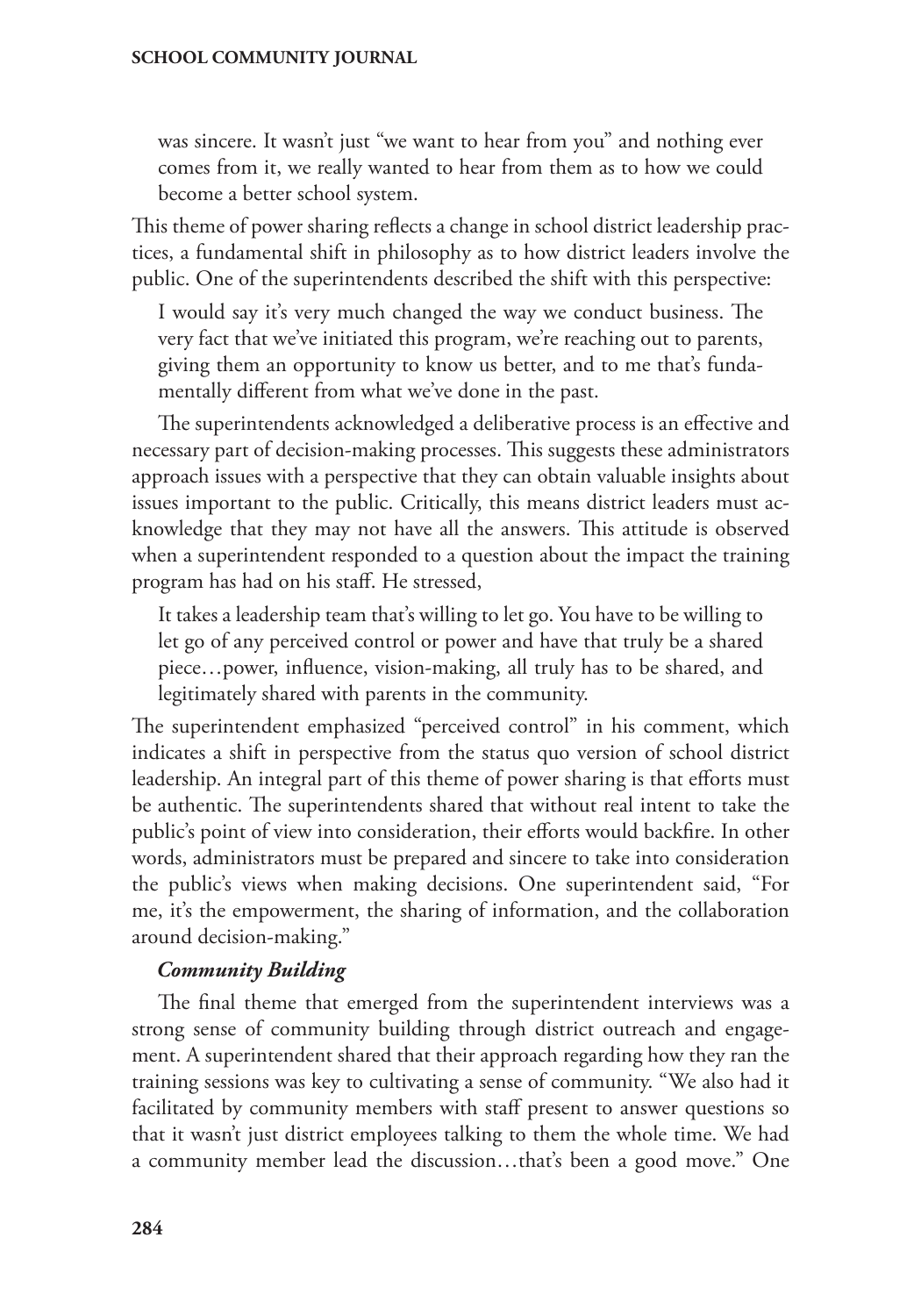> was sincere. It wasn't just "we want to hear from you" and nothing ever comes from it, we really wanted to hear from them as to how we could become a better school system.

This theme of power sharing reflects a change in school district leadership practices, a fundamental shift in philosophy as to how district leaders involve the public. One of the superintendents described the shift with this perspective:

> I would say it's very much changed the way we conduct business. The very fact that we've initiated this program, we're reaching out to parents, giving them an opportunity to know us better, and to me that's fundamentally different from what we've done in the past.

The superintendents acknowledged a deliberative process is an effective and necessary part of decision-making processes. This suggests these administrators approach issues with a perspective that they can obtain valuable insights about issues important to the public. Critically, this means district leaders must acknowledge that they may not have all the answers. This attitude is observed when a superintendent responded to a question about the impact the training program has had on his staff. He stressed,

> It takes a leadership team that's willing to let go. You have to be willing to let go of any perceived control or power and have that truly be a shared piece…power, influence, vision-making, all truly has to be shared, and legitimately shared with parents in the community.

The superintendent emphasized "perceived control" in his comment, which indicates a shift in perspective from the status quo version of school district leadership. An integral part of this theme of power sharing is that efforts must be authentic. The superintendents shared that without real intent to take the public's point of view into consideration, their efforts would backfire. In other words, administrators must be prepared and sincere to take into consideration the public's views when making decisions. One superintendent said, "For me, it's the empowerment, the sharing of information, and the collaboration around decision-making."

***Community Building***

The final theme that emerged from the superintendent interviews was a strong sense of community building through district outreach and engagement. A superintendent shared that their approach regarding how they ran the training sessions was key to cultivating a sense of community. "We also had it facilitated by community members with staff present to answer questions so that it wasn't just district employees talking to them the whole time. We had a community member lead the discussion…that's been a good move." One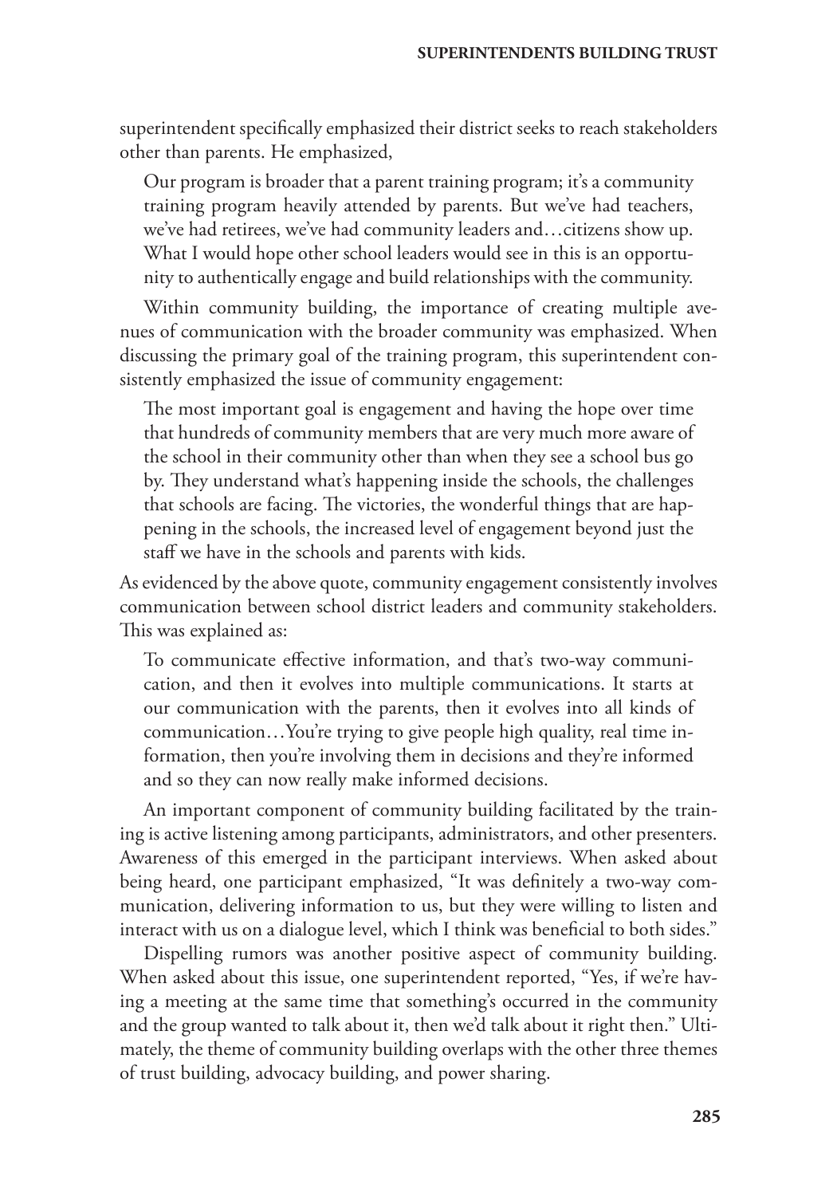superintendent specifically emphasized their district seeks to reach stakeholders other than parents. He emphasized,

> Our program is broader that a parent training program; it's a community training program heavily attended by parents. But we've had teachers, we've had retirees, we've had community leaders and…citizens show up. What I would hope other school leaders would see in this is an opportunity to authentically engage and build relationships with the community.

Within community building, the importance of creating multiple avenues of communication with the broader community was emphasized. When discussing the primary goal of the training program, this superintendent consistently emphasized the issue of community engagement:

> The most important goal is engagement and having the hope over time that hundreds of community members that are very much more aware of the school in their community other than when they see a school bus go by. They understand what's happening inside the schools, the challenges that schools are facing. The victories, the wonderful things that are happening in the schools, the increased level of engagement beyond just the staff we have in the schools and parents with kids.

As evidenced by the above quote, community engagement consistently involves communication between school district leaders and community stakeholders. This was explained as:

> To communicate effective information, and that's two-way communication, and then it evolves into multiple communications. It starts at our communication with the parents, then it evolves into all kinds of communication…You're trying to give people high quality, real time information, then you're involving them in decisions and they're informed and so they can now really make informed decisions.

An important component of community building facilitated by the training is active listening among participants, administrators, and other presenters. Awareness of this emerged in the participant interviews. When asked about being heard, one participant emphasized, "It was definitely a two-way communication, delivering information to us, but they were willing to listen and interact with us on a dialogue level, which I think was beneficial to both sides."

Dispelling rumors was another positive aspect of community building. When asked about this issue, one superintendent reported, "Yes, if we're having a meeting at the same time that something's occurred in the community and the group wanted to talk about it, then we'd talk about it right then." Ultimately, the theme of community building overlaps with the other three themes of trust building, advocacy building, and power sharing.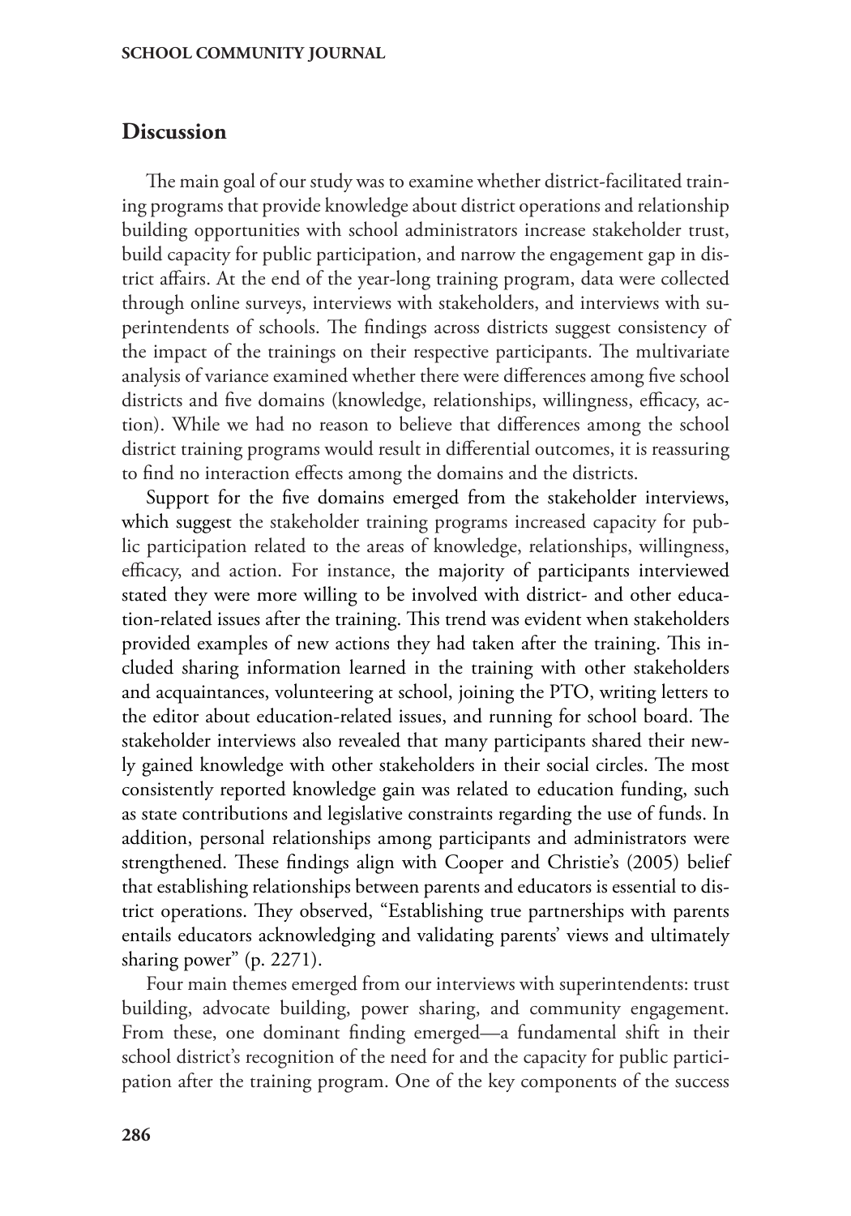## Discussion

The main goal of our study was to examine whether district-facilitated training programs that provide knowledge about district operations and relationship building opportunities with school administrators increase stakeholder trust, build capacity for public participation, and narrow the engagement gap in district affairs. At the end of the year-long training program, data were collected through online surveys, interviews with stakeholders, and interviews with superintendents of schools. The findings across districts suggest consistency of the impact of the trainings on their respective participants. The multivariate analysis of variance examined whether there were differences among five school districts and five domains (knowledge, relationships, willingness, efficacy, action). While we had no reason to believe that differences among the school district training programs would result in differential outcomes, it is reassuring to find no interaction effects among the domains and the districts.

Support for the five domains emerged from the stakeholder interviews, which suggest the stakeholder training programs increased capacity for public participation related to the areas of knowledge, relationships, willingness, efficacy, and action. For instance, the majority of participants interviewed stated they were more willing to be involved with district- and other education-related issues after the training. This trend was evident when stakeholders provided examples of new actions they had taken after the training. This included sharing information learned in the training with other stakeholders and acquaintances, volunteering at school, joining the PTO, writing letters to the editor about education-related issues, and running for school board. The stakeholder interviews also revealed that many participants shared their newly gained knowledge with other stakeholders in their social circles. The most consistently reported knowledge gain was related to education funding, such as state contributions and legislative constraints regarding the use of funds. In addition, personal relationships among participants and administrators were strengthened. These findings align with Cooper and Christie's (2005) belief that establishing relationships between parents and educators is essential to district operations. They observed, "Establishing true partnerships with parents entails educators acknowledging and validating parents' views and ultimately sharing power" (p. 2271).

Four main themes emerged from our interviews with superintendents: trust building, advocate building, power sharing, and community engagement. From these, one dominant finding emerged—a fundamental shift in their school district's recognition of the need for and the capacity for public participation after the training program. One of the key components of the success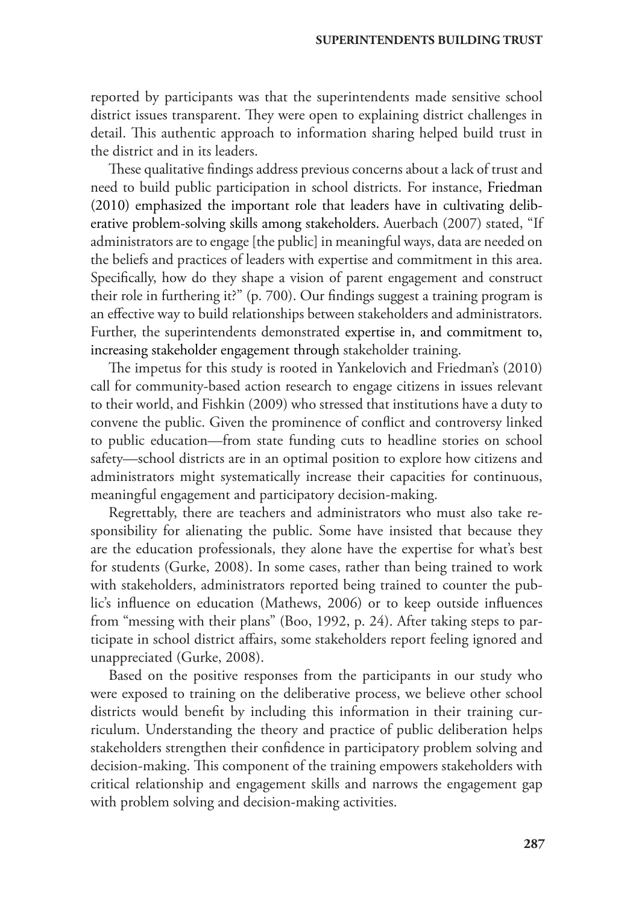reported by participants was that the superintendents made sensitive school district issues transparent. They were open to explaining district challenges in detail. This authentic approach to information sharing helped build trust in the district and in its leaders.

These qualitative findings address previous concerns about a lack of trust and need to build public participation in school districts. For instance, Friedman (2010) emphasized the important role that leaders have in cultivating deliberative problem-solving skills among stakeholders. Auerbach (2007) stated, "If administrators are to engage [the public] in meaningful ways, data are needed on the beliefs and practices of leaders with expertise and commitment in this area. Specifically, how do they shape a vision of parent engagement and construct their role in furthering it?" (p. 700). Our findings suggest a training program is an effective way to build relationships between stakeholders and administrators. Further, the superintendents demonstrated expertise in, and commitment to, increasing stakeholder engagement through stakeholder training.

The impetus for this study is rooted in Yankelovich and Friedman's (2010) call for community-based action research to engage citizens in issues relevant to their world, and Fishkin (2009) who stressed that institutions have a duty to convene the public. Given the prominence of conflict and controversy linked to public education—from state funding cuts to headline stories on school safety—school districts are in an optimal position to explore how citizens and administrators might systematically increase their capacities for continuous, meaningful engagement and participatory decision-making.

Regrettably, there are teachers and administrators who must also take responsibility for alienating the public. Some have insisted that because they are the education professionals, they alone have the expertise for what's best for students (Gurke, 2008). In some cases, rather than being trained to work with stakeholders, administrators reported being trained to counter the public's influence on education (Mathews, 2006) or to keep outside influences from "messing with their plans" (Boo, 1992, p. 24). After taking steps to participate in school district affairs, some stakeholders report feeling ignored and unappreciated (Gurke, 2008).

Based on the positive responses from the participants in our study who were exposed to training on the deliberative process, we believe other school districts would benefit by including this information in their training curriculum. Understanding the theory and practice of public deliberation helps stakeholders strengthen their confidence in participatory problem solving and decision-making. This component of the training empowers stakeholders with critical relationship and engagement skills and narrows the engagement gap with problem solving and decision-making activities.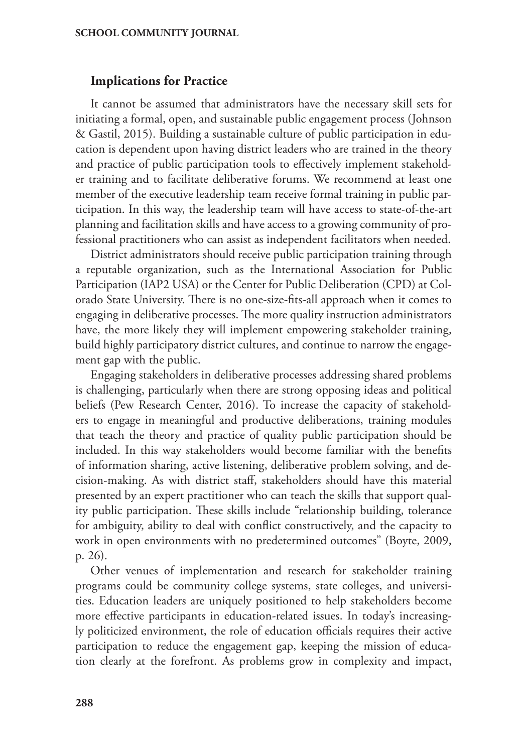## Implications for Practice

It cannot be assumed that administrators have the necessary skill sets for initiating a formal, open, and sustainable public engagement process (Johnson & Gastil, 2015). Building a sustainable culture of public participation in education is dependent upon having district leaders who are trained in the theory and practice of public participation tools to effectively implement stakeholder training and to facilitate deliberative forums. We recommend at least one member of the executive leadership team receive formal training in public participation. In this way, the leadership team will have access to state-of-the-art planning and facilitation skills and have access to a growing community of professional practitioners who can assist as independent facilitators when needed.

District administrators should receive public participation training through a reputable organization, such as the International Association for Public Participation (IAP2 USA) or the Center for Public Deliberation (CPD) at Colorado State University. There is no one-size-fits-all approach when it comes to engaging in deliberative processes. The more quality instruction administrators have, the more likely they will implement empowering stakeholder training, build highly participatory district cultures, and continue to narrow the engagement gap with the public.

Engaging stakeholders in deliberative processes addressing shared problems is challenging, particularly when there are strong opposing ideas and political beliefs (Pew Research Center, 2016). To increase the capacity of stakeholders to engage in meaningful and productive deliberations, training modules that teach the theory and practice of quality public participation should be included. In this way stakeholders would become familiar with the benefits of information sharing, active listening, deliberative problem solving, and decision-making. As with district staff, stakeholders should have this material presented by an expert practitioner who can teach the skills that support quality public participation. These skills include "relationship building, tolerance for ambiguity, ability to deal with conflict constructively, and the capacity to work in open environments with no predetermined outcomes" (Boyte, 2009, p. 26).

Other venues of implementation and research for stakeholder training programs could be community college systems, state colleges, and universities. Education leaders are uniquely positioned to help stakeholders become more effective participants in education-related issues. In today's increasingly politicized environment, the role of education officials requires their active participation to reduce the engagement gap, keeping the mission of education clearly at the forefront. As problems grow in complexity and impact,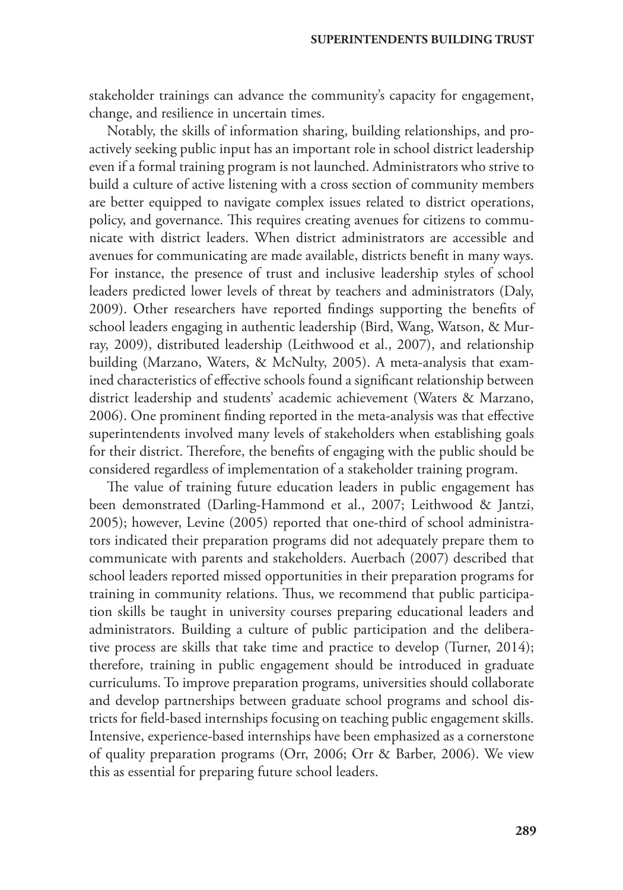stakeholder trainings can advance the community's capacity for engagement, change, and resilience in uncertain times.

Notably, the skills of information sharing, building relationships, and proactively seeking public input has an important role in school district leadership even if a formal training program is not launched. Administrators who strive to build a culture of active listening with a cross section of community members are better equipped to navigate complex issues related to district operations, policy, and governance. This requires creating avenues for citizens to communicate with district leaders. When district administrators are accessible and avenues for communicating are made available, districts benefit in many ways. For instance, the presence of trust and inclusive leadership styles of school leaders predicted lower levels of threat by teachers and administrators (Daly, 2009). Other researchers have reported findings supporting the benefits of school leaders engaging in authentic leadership (Bird, Wang, Watson, & Murray, 2009), distributed leadership (Leithwood et al., 2007), and relationship building (Marzano, Waters, & McNulty, 2005). A meta-analysis that examined characteristics of effective schools found a significant relationship between district leadership and students' academic achievement (Waters & Marzano, 2006). One prominent finding reported in the meta-analysis was that effective superintendents involved many levels of stakeholders when establishing goals for their district. Therefore, the benefits of engaging with the public should be considered regardless of implementation of a stakeholder training program.

The value of training future education leaders in public engagement has been demonstrated (Darling-Hammond et al., 2007; Leithwood & Jantzi, 2005); however, Levine (2005) reported that one-third of school administrators indicated their preparation programs did not adequately prepare them to communicate with parents and stakeholders. Auerbach (2007) described that school leaders reported missed opportunities in their preparation programs for training in community relations. Thus, we recommend that public participation skills be taught in university courses preparing educational leaders and administrators. Building a culture of public participation and the deliberative process are skills that take time and practice to develop (Turner, 2014); therefore, training in public engagement should be introduced in graduate curriculums. To improve preparation programs, universities should collaborate and develop partnerships between graduate school programs and school districts for field-based internships focusing on teaching public engagement skills. Intensive, experience-based internships have been emphasized as a cornerstone of quality preparation programs (Orr, 2006; Orr & Barber, 2006). We view this as essential for preparing future school leaders.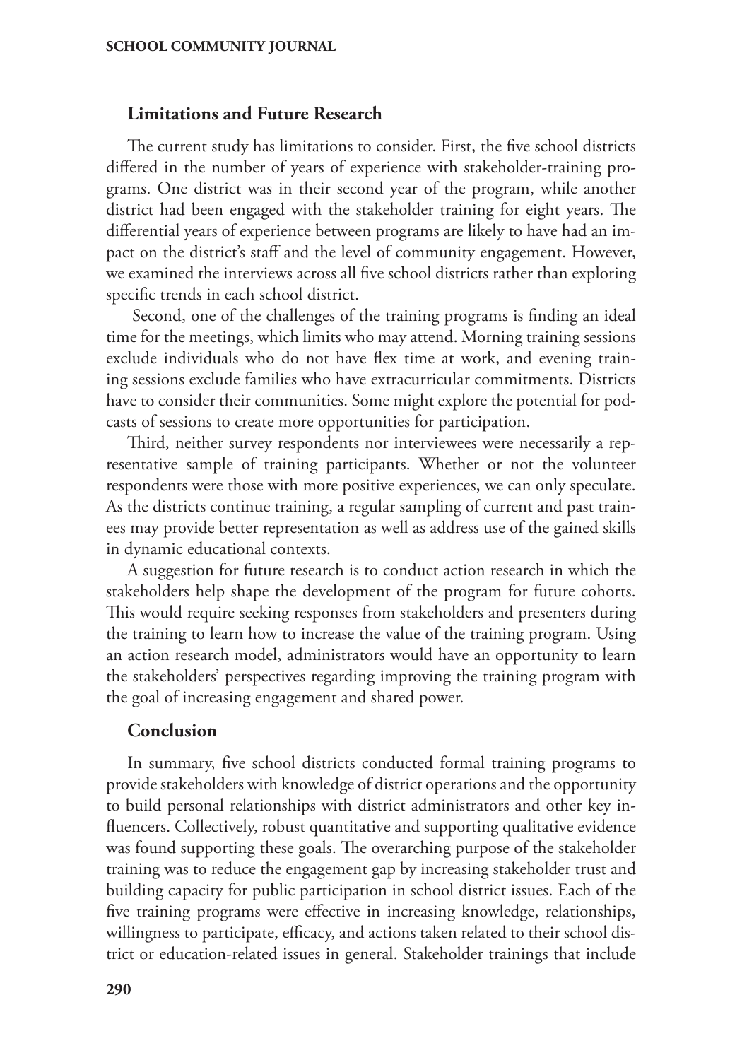## Limitations and Future Research

The current study has limitations to consider. First, the five school districts differed in the number of years of experience with stakeholder-training programs. One district was in their second year of the program, while another district had been engaged with the stakeholder training for eight years. The differential years of experience between programs are likely to have had an impact on the district's staff and the level of community engagement. However, we examined the interviews across all five school districts rather than exploring specific trends in each school district.

Second, one of the challenges of the training programs is finding an ideal time for the meetings, which limits who may attend. Morning training sessions exclude individuals who do not have flex time at work, and evening training sessions exclude families who have extracurricular commitments. Districts have to consider their communities. Some might explore the potential for podcasts of sessions to create more opportunities for participation.

Third, neither survey respondents nor interviewees were necessarily a representative sample of training participants. Whether or not the volunteer respondents were those with more positive experiences, we can only speculate. As the districts continue training, a regular sampling of current and past trainees may provide better representation as well as address use of the gained skills in dynamic educational contexts.

A suggestion for future research is to conduct action research in which the stakeholders help shape the development of the program for future cohorts. This would require seeking responses from stakeholders and presenters during the training to learn how to increase the value of the training program. Using an action research model, administrators would have an opportunity to learn the stakeholders' perspectives regarding improving the training program with the goal of increasing engagement and shared power.

## Conclusion

In summary, five school districts conducted formal training programs to provide stakeholders with knowledge of district operations and the opportunity to build personal relationships with district administrators and other key influencers. Collectively, robust quantitative and supporting qualitative evidence was found supporting these goals. The overarching purpose of the stakeholder training was to reduce the engagement gap by increasing stakeholder trust and building capacity for public participation in school district issues. Each of the five training programs were effective in increasing knowledge, relationships, willingness to participate, efficacy, and actions taken related to their school district or education-related issues in general. Stakeholder trainings that include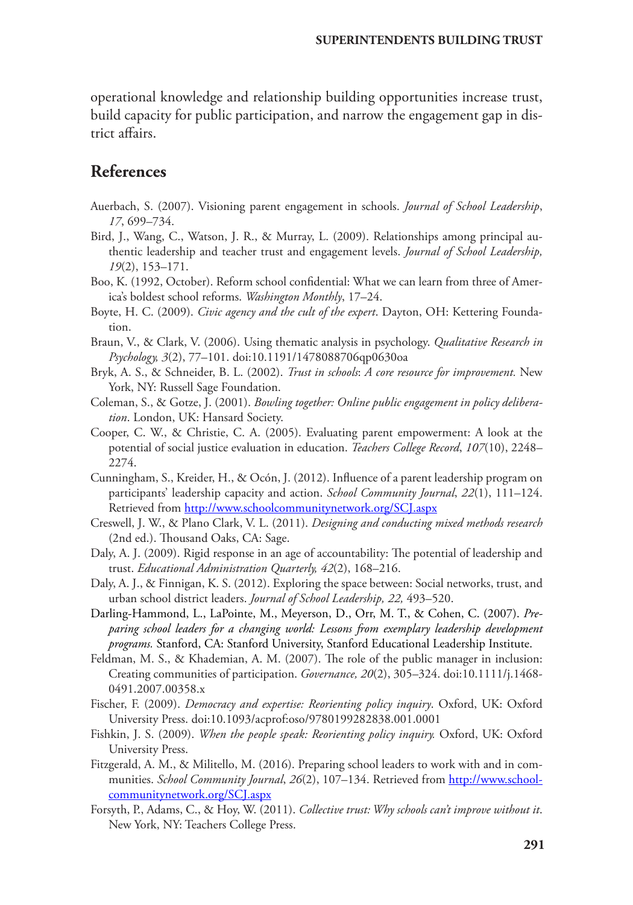operational knowledge and relationship building opportunities increase trust, build capacity for public participation, and narrow the engagement gap in district affairs.

## References

Auerbach, S. (2007). Visioning parent engagement in schools. *Journal of School Leadership*, *17*, 699–734.

Bird, J., Wang, C., Watson, J. R., & Murray, L. (2009). Relationships among principal authentic leadership and teacher trust and engagement levels. *Journal of School Leadership, 19*(2), 153–171.

Boo, K. (1992, October). Reform school confidential: What we can learn from three of America's boldest school reforms. *Washington Monthly*, 17–24.

Boyte, H. C. (2009). *Civic agency and the cult of the expert*. Dayton, OH: Kettering Foundation.

Braun, V., & Clark, V. (2006). Using thematic analysis in psychology. *Qualitative Research in Psychology, 3*(2), 77–101. doi:10.1191/1478088706qp0630oa

Bryk, A. S., & Schneider, B. L. (2002). *Trust in schools*: *A core resource for improvement.* New York, NY: Russell Sage Foundation.

Coleman, S., & Gotze, J. (2001). *Bowling together: Online public engagement in policy deliberation*. London, UK: Hansard Society.

Cooper, C. W., & Christie, C. A. (2005). Evaluating parent empowerment: A look at the potential of social justice evaluation in education. *Teachers College Record*, *107*(10), 2248–2274.

Cunningham, S., Kreider, H., & Ocón, J. (2012). Influence of a parent leadership program on participants' leadership capacity and action. *School Community Journal*, *22*(1), 111–124. Retrieved from http://www.schoolcommunitynetwork.org/SCJ.aspx

Creswell, J. W., & Plano Clark, V. L. (2011). *Designing and conducting mixed methods research* (2nd ed.). Thousand Oaks, CA: Sage.

Daly, A. J. (2009). Rigid response in an age of accountability: The potential of leadership and trust. *Educational Administration Quarterly, 42*(2), 168–216.

Daly, A. J., & Finnigan, K. S. (2012). Exploring the space between: Social networks, trust, and urban school district leaders. *Journal of School Leadership, 22,* 493–520.

Darling-Hammond, L., LaPointe, M., Meyerson, D., Orr, M. T., & Cohen, C. (2007). *Preparing school leaders for a changing world: Lessons from exemplary leadership development programs.* Stanford, CA: Stanford University, Stanford Educational Leadership Institute.

Feldman, M. S., & Khademian, A. M. (2007). The role of the public manager in inclusion: Creating communities of participation. *Governance, 20*(2), 305–324. doi:10.1111/j.1468-0491.2007.00358.x

Fischer, F. (2009). *Democracy and expertise: Reorienting policy inquiry*. Oxford, UK: Oxford University Press. doi:10.1093/acprof:oso/9780199282838.001.0001

Fishkin, J. S. (2009). *When the people speak: Reorienting policy inquiry.* Oxford, UK: Oxford University Press.

Fitzgerald, A. M., & Militello, M. (2016). Preparing school leaders to work with and in communities. *School Community Journal*, *26*(2), 107–134. Retrieved from http://www.schoolcommunitynetwork.org/SCJ.aspx

Forsyth, P., Adams, C., & Hoy, W. (2011). *Collective trust: Why schools can't improve without it*. New York, NY: Teachers College Press.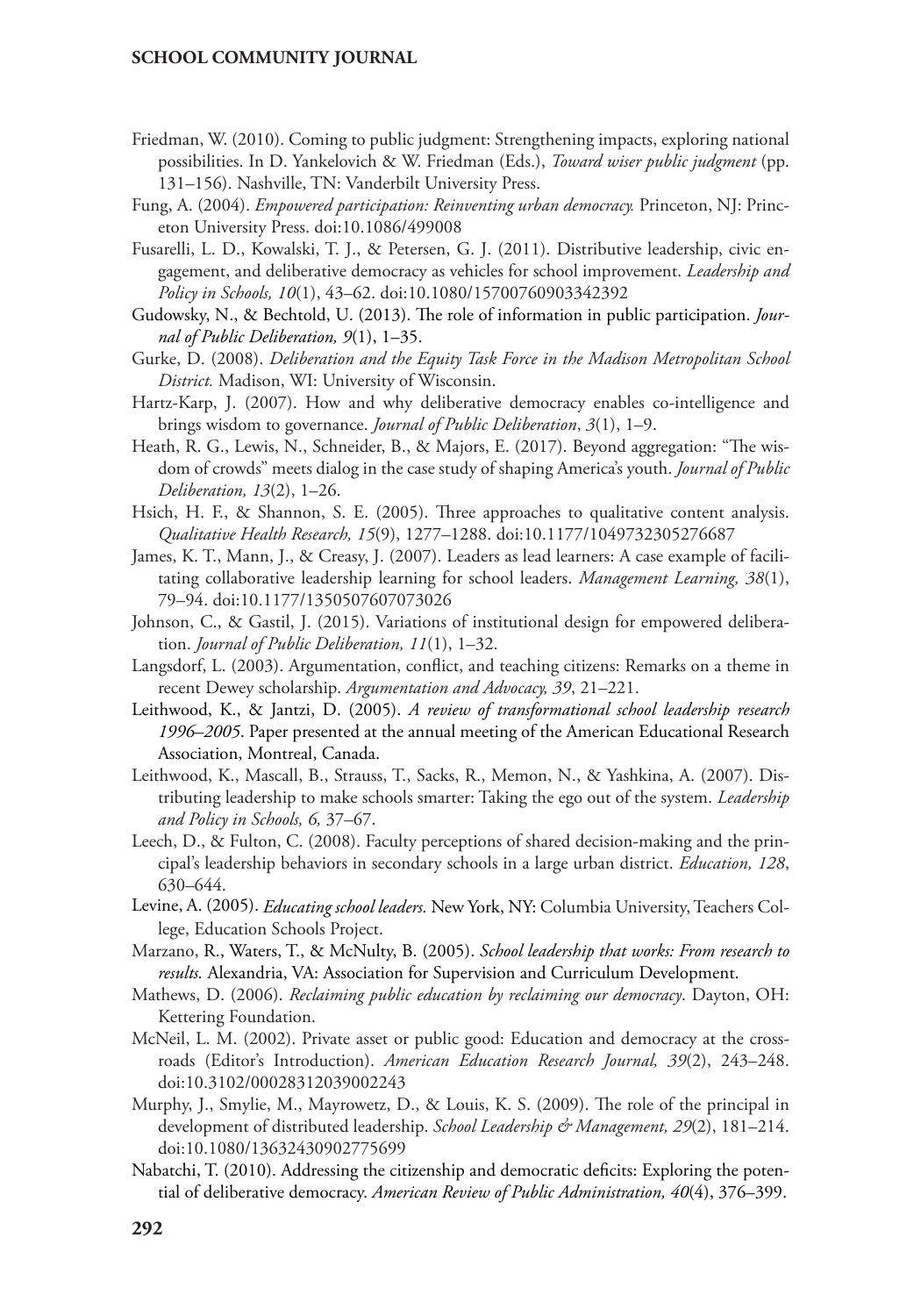Friedman, W. (2010). Coming to public judgment: Strengthening impacts, exploring national possibilities. In D. Yankelovich & W. Friedman (Eds.), *Toward wiser public judgment* (pp. 131–156). Nashville, TN: Vanderbilt University Press.

Fung, A. (2004). *Empowered participation: Reinventing urban democracy.* Princeton, NJ: Princeton University Press. doi:10.1086/499008

Fusarelli, L. D., Kowalski, T. J., & Petersen, G. J. (2011). Distributive leadership, civic engagement, and deliberative democracy as vehicles for school improvement. *Leadership and Policy in Schools, 10*(1), 43–62. doi:10.1080/15700760903342392

Gudowsky, N., & Bechtold, U. (2013). The role of information in public participation. *Journal of Public Deliberation, 9*(1), 1–35.

Gurke, D. (2008). *Deliberation and the Equity Task Force in the Madison Metropolitan School District.* Madison, WI: University of Wisconsin.

Hartz-Karp, J. (2007). How and why deliberative democracy enables co-intelligence and brings wisdom to governance. *Journal of Public Deliberation, 3*(1), 1–9.

Heath, R. G., Lewis, N., Schneider, B., & Majors, E. (2017). Beyond aggregation: "The wisdom of crowds" meets dialog in the case study of shaping America's youth. *Journal of Public Deliberation, 13*(2), 1–26.

Hsich, H. F., & Shannon, S. E. (2005). Three approaches to qualitative content analysis. *Qualitative Health Research, 15*(9), 1277–1288. doi:10.1177/1049732305276687

James, K. T., Mann, J., & Creasy, J. (2007). Leaders as lead learners: A case example of facilitating collaborative leadership learning for school leaders. *Management Learning, 38*(1), 79–94. doi:10.1177/1350507607073026

Johnson, C., & Gastil, J. (2015). Variations of institutional design for empowered deliberation. *Journal of Public Deliberation, 11*(1), 1–32.

Langsdorf, L. (2003). Argumentation, conflict, and teaching citizens: Remarks on a theme in recent Dewey scholarship. *Argumentation and Advocacy, 39*, 21–221.

Leithwood, K., & Jantzi, D. (2005). *A review of transformational school leadership research 1996–2005*. Paper presented at the annual meeting of the American Educational Research Association, Montreal, Canada.

Leithwood, K., Mascall, B., Strauss, T., Sacks, R., Memon, N., & Yashkina, A. (2007). Distributing leadership to make schools smarter: Taking the ego out of the system. *Leadership and Policy in Schools, 6,* 37–67.

Leech, D., & Fulton, C. (2008). Faculty perceptions of shared decision-making and the principal's leadership behaviors in secondary schools in a large urban district. *Education, 128*, 630–644.

Levine, A. (2005). *Educating school leaders.* New York, NY: Columbia University, Teachers College, Education Schools Project.

Marzano, R., Waters, T., & McNulty, B. (2005). *School leadership that works: From research to results.* Alexandria, VA: Association for Supervision and Curriculum Development.

Mathews, D. (2006). *Reclaiming public education by reclaiming our democracy*. Dayton, OH: Kettering Foundation.

McNeil, L. M. (2002). Private asset or public good: Education and democracy at the crossroads (Editor's Introduction). *American Education Research Journal, 39*(2), 243–248. doi:10.3102/00028312039002243

Murphy, J., Smylie, M., Mayrowetz, D., & Louis, K. S. (2009). The role of the principal in development of distributed leadership. *School Leadership & Management, 29*(2), 181–214. doi:10.1080/13632430902775699

Nabatchi, T. (2010). Addressing the citizenship and democratic deficits: Exploring the potential of deliberative democracy. *American Review of Public Administration, 40*(4), 376–399.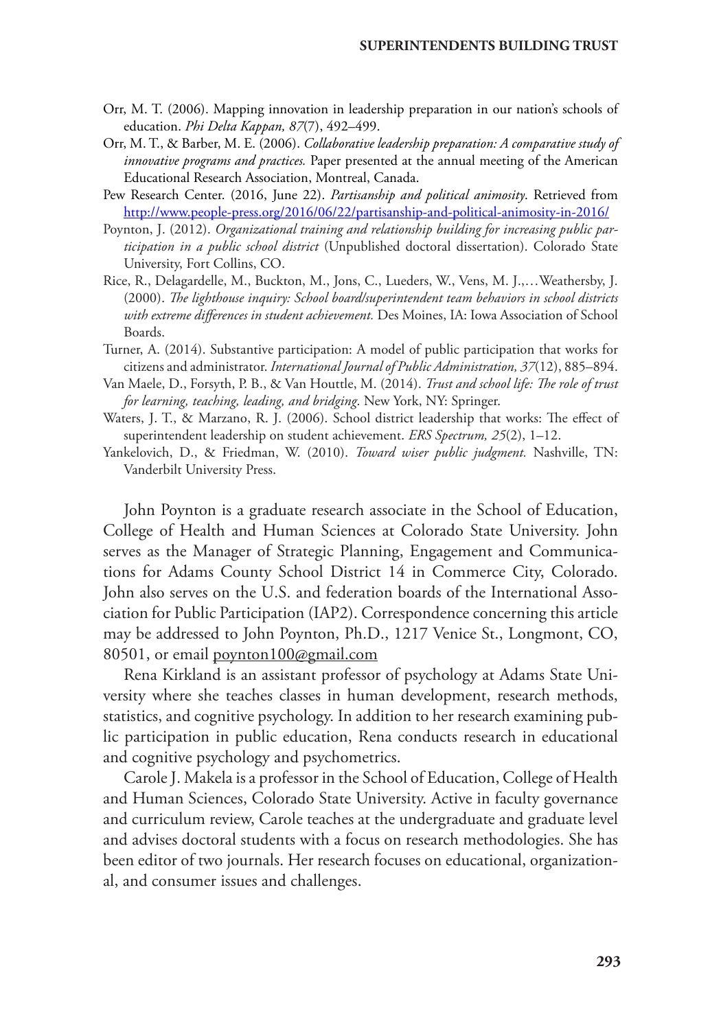Orr, M. T. (2006). Mapping innovation in leadership preparation in our nation's schools of education. *Phi Delta Kappan, 87*(7), 492–499.

Orr, M. T., & Barber, M. E. (2006). *Collaborative leadership preparation: A comparative study of innovative programs and practices.* Paper presented at the annual meeting of the American Educational Research Association, Montreal, Canada.

Pew Research Center. (2016, June 22). *Partisanship and political animosity*. Retrieved from http://www.people-press.org/2016/06/22/partisanship-and-political-animosity-in-2016/

Poynton, J. (2012). *Organizational training and relationship building for increasing public participation in a public school district* (Unpublished doctoral dissertation). Colorado State University, Fort Collins, CO.

Rice, R., Delagardelle, M., Buckton, M., Jons, C., Lueders, W., Vens, M. J.,…Weathersby, J. (2000). *The lighthouse inquiry: School board/superintendent team behaviors in school districts with extreme differences in student achievement.* Des Moines, IA: Iowa Association of School Boards.

Turner, A. (2014). Substantive participation: A model of public participation that works for citizens and administrator. *International Journal of Public Administration, 37*(12), 885–894.

Van Maele, D., Forsyth, P. B., & Van Houttle, M. (2014). *Trust and school life: The role of trust for learning, teaching, leading, and bridging*. New York, NY: Springer.

Waters, J. T., & Marzano, R. J. (2006). School district leadership that works: The effect of superintendent leadership on student achievement. *ERS Spectrum, 25*(2), 1–12.

Yankelovich, D., & Friedman, W. (2010). *Toward wiser public judgment.* Nashville, TN: Vanderbilt University Press.

John Poynton is a graduate research associate in the School of Education, College of Health and Human Sciences at Colorado State University. John serves as the Manager of Strategic Planning, Engagement and Communications for Adams County School District 14 in Commerce City, Colorado. John also serves on the U.S. and federation boards of the International Association for Public Participation (IAP2). Correspondence concerning this article may be addressed to John Poynton, Ph.D., 1217 Venice St., Longmont, CO, 80501, or email poynton100@gmail.com

Rena Kirkland is an assistant professor of psychology at Adams State University where she teaches classes in human development, research methods, statistics, and cognitive psychology. In addition to her research examining public participation in public education, Rena conducts research in educational and cognitive psychology and psychometrics.

Carole J. Makela is a professor in the School of Education, College of Health and Human Sciences, Colorado State University. Active in faculty governance and curriculum review, Carole teaches at the undergraduate and graduate level and advises doctoral students with a focus on research methodologies. She has been editor of two journals. Her research focuses on educational, organizational, and consumer issues and challenges.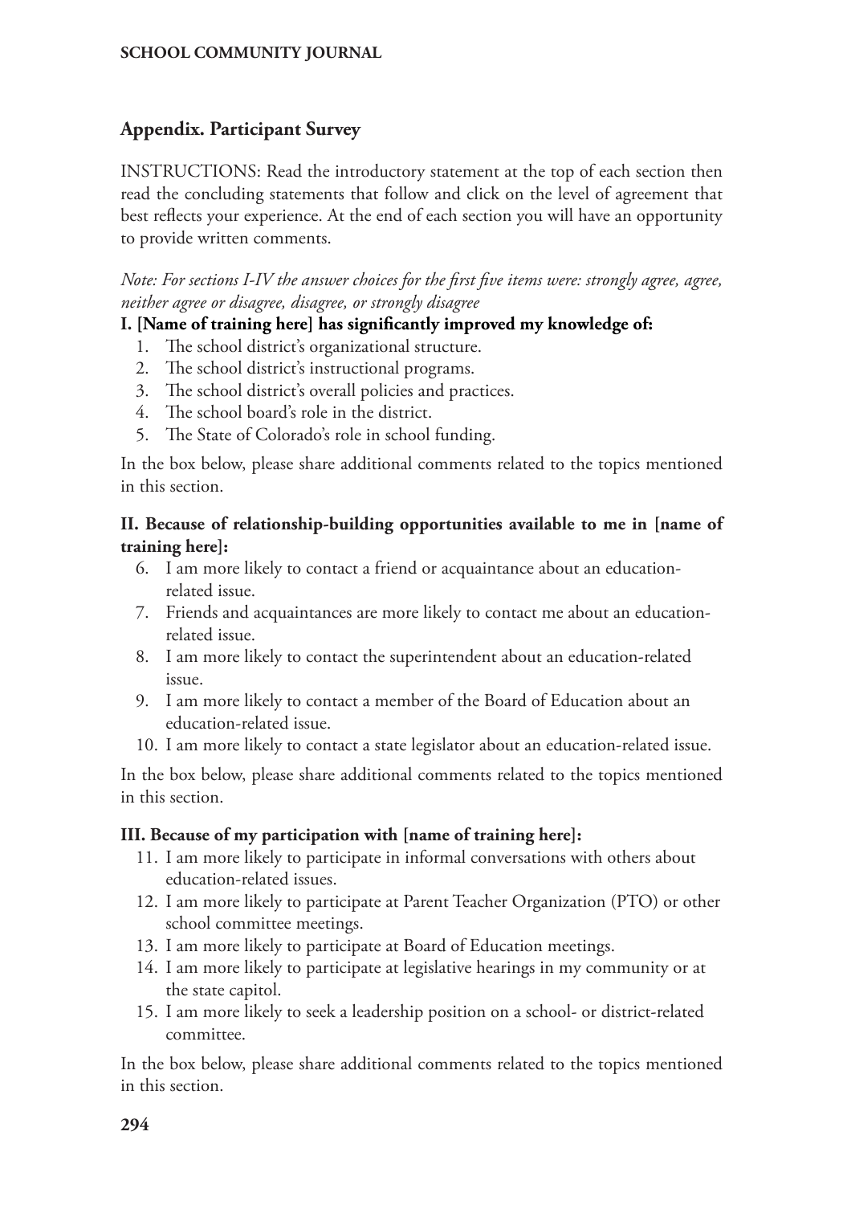## Appendix. Participant Survey

INSTRUCTIONS: Read the introductory statement at the top of each section then read the concluding statements that follow and click on the level of agreement that best reflects your experience. At the end of each section you will have an opportunity to provide written comments.

*Note: For sections I-IV the answer choices for the first five items were: strongly agree, agree, neither agree or disagree, disagree, or strongly disagree*

**I. [Name of training here] has significantly improved my knowledge of:**

1. The school district's organizational structure.
2. The school district's instructional programs.
3. The school district's overall policies and practices.
4. The school board's role in the district.
5. The State of Colorado's role in school funding.

In the box below, please share additional comments related to the topics mentioned in this section.

**II. Because of relationship-building opportunities available to me in [name of training here]:**

6. I am more likely to contact a friend or acquaintance about an education-related issue.
7. Friends and acquaintances are more likely to contact me about an education-related issue.
8. I am more likely to contact the superintendent about an education-related issue.
9. I am more likely to contact a member of the Board of Education about an education-related issue.
10. I am more likely to contact a state legislator about an education-related issue.

In the box below, please share additional comments related to the topics mentioned in this section.

**III. Because of my participation with [name of training here]:**

11. I am more likely to participate in informal conversations with others about education-related issues.
12. I am more likely to participate at Parent Teacher Organization (PTO) or other school committee meetings.
13. I am more likely to participate at Board of Education meetings.
14. I am more likely to participate at legislative hearings in my community or at the state capitol.
15. I am more likely to seek a leadership position on a school- or district-related committee.

In the box below, please share additional comments related to the topics mentioned in this section.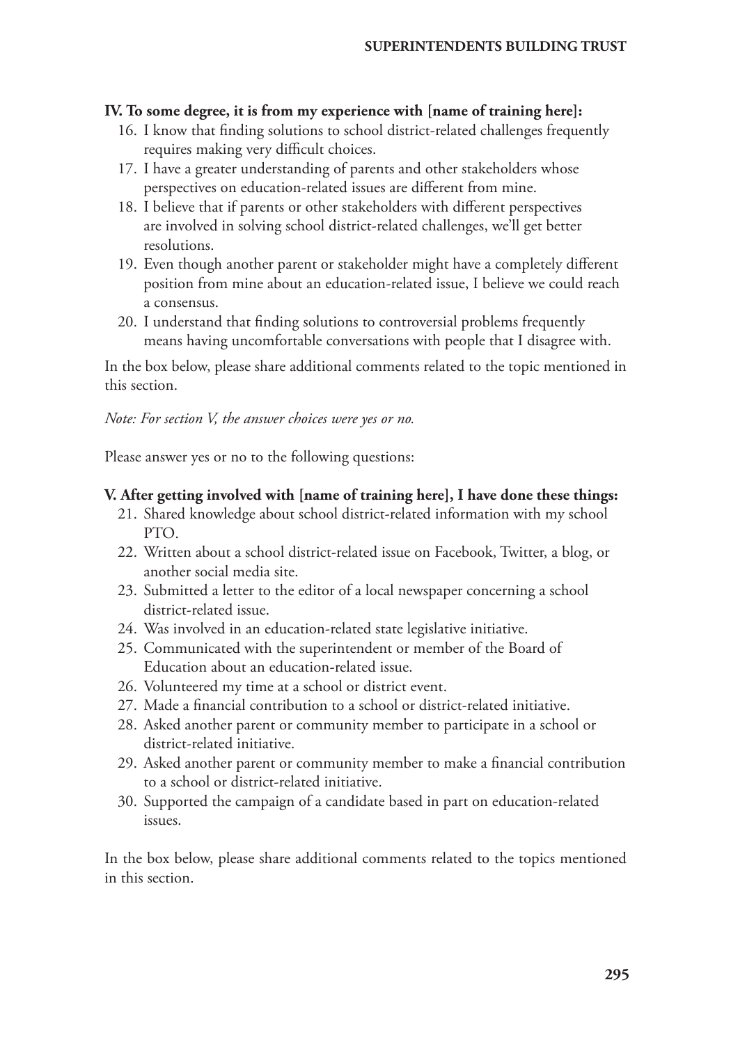**IV. To some degree, it is from my experience with [name of training here]:**

16. I know that finding solutions to school district-related challenges frequently requires making very difficult choices.
17. I have a greater understanding of parents and other stakeholders whose perspectives on education-related issues are different from mine.
18. I believe that if parents or other stakeholders with different perspectives are involved in solving school district-related challenges, we'll get better resolutions.
19. Even though another parent or stakeholder might have a completely different position from mine about an education-related issue, I believe we could reach a consensus.
20. I understand that finding solutions to controversial problems frequently means having uncomfortable conversations with people that I disagree with.

In the box below, please share additional comments related to the topic mentioned in this section.

*Note: For section V, the answer choices were yes or no.*

Please answer yes or no to the following questions:

**V. After getting involved with [name of training here], I have done these things:**

21. Shared knowledge about school district-related information with my school PTO.
22. Written about a school district-related issue on Facebook, Twitter, a blog, or another social media site.
23. Submitted a letter to the editor of a local newspaper concerning a school district-related issue.
24. Was involved in an education-related state legislative initiative.
25. Communicated with the superintendent or member of the Board of Education about an education-related issue.
26. Volunteered my time at a school or district event.
27. Made a financial contribution to a school or district-related initiative.
28. Asked another parent or community member to participate in a school or district-related initiative.
29. Asked another parent or community member to make a financial contribution to a school or district-related initiative.
30. Supported the campaign of a candidate based in part on education-related issues.

In the box below, please share additional comments related to the topics mentioned in this section.